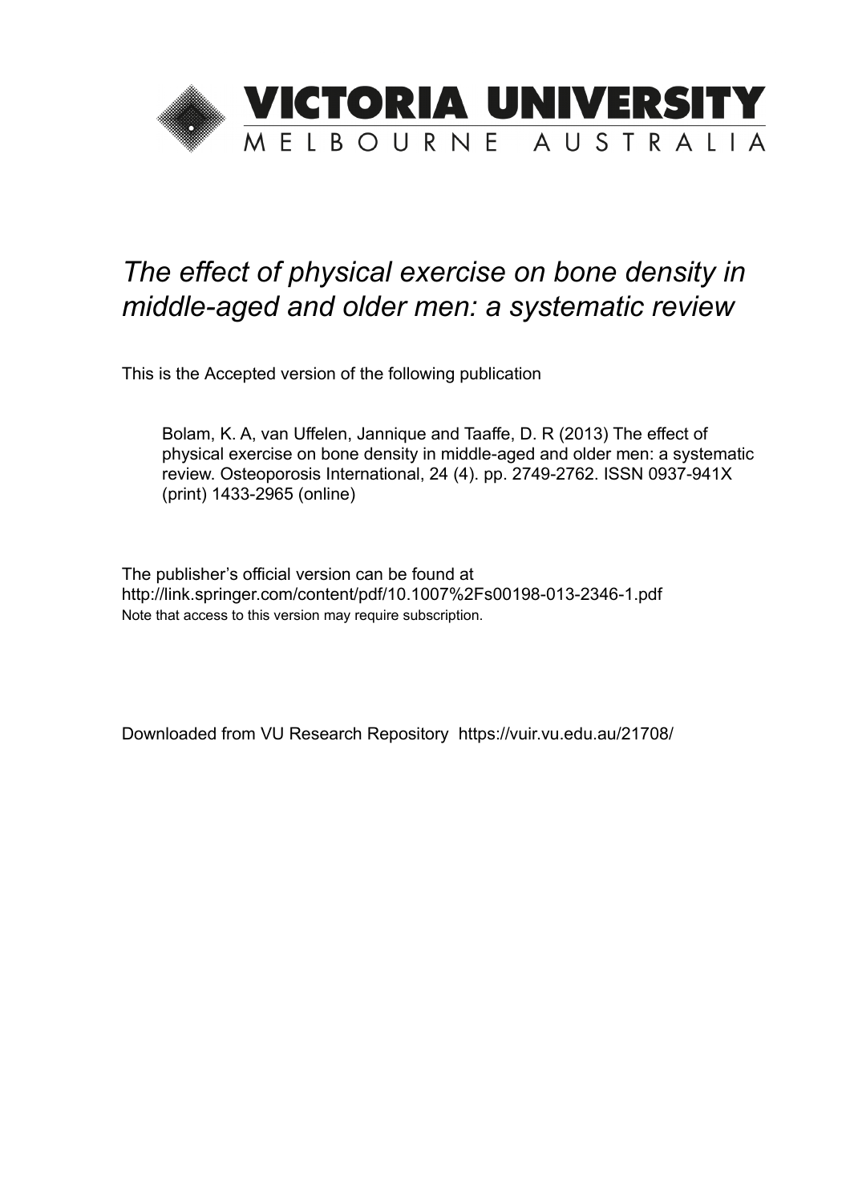# VICTORIA UNIVERSITY

MELBOURNE AUSTRALIA

*The effect of physical exercise on bone density in middle-aged and older men: a systematic review*

This is the Accepted version of the following publication

Bolam, K. A, van Uffelen, Jannique and Taaffe, D. R (2013) The effect of physical exercise on bone density in middle-aged and older men: a systematic review. Osteoporosis International, 24 (4). pp. 2749-2762. ISSN 0937-941X (print) 1433-2965 (online)

The publisher's official version can be found at
http://link.springer.com/content/pdf/10.1007%2Fs00198-013-2346-1.pdf
Note that access to this version may require subscription.

Downloaded from VU Research Repository https://vuir.vu.edu.au/21708/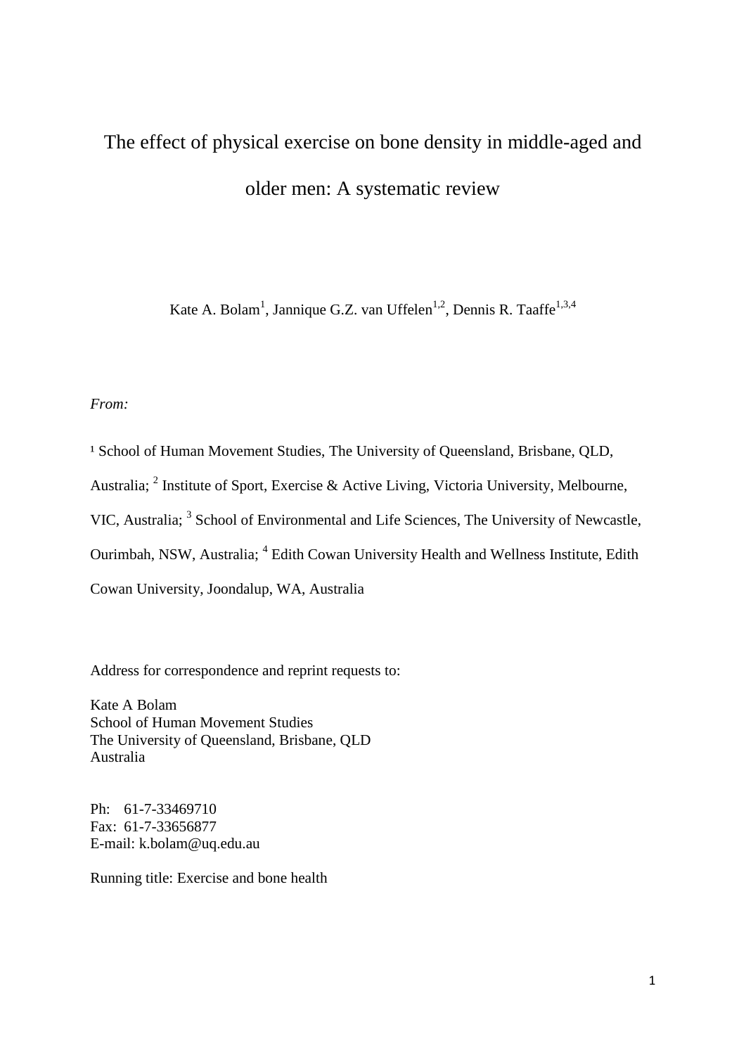# The effect of physical exercise on bone density in middle-aged and older men: A systematic review

Kate A. Bolam[1], Jannique G.Z. van Uffelen[1,2], Dennis R. Taaffe[1,3,4]

*From:*

[1] School of Human Movement Studies, The University of Queensland, Brisbane, QLD, Australia; [2] Institute of Sport, Exercise & Active Living, Victoria University, Melbourne, VIC, Australia; [3] School of Environmental and Life Sciences, The University of Newcastle, Ourimbah, NSW, Australia; [4] Edith Cowan University Health and Wellness Institute, Edith Cowan University, Joondalup, WA, Australia

Address for correspondence and reprint requests to:

Kate A Bolam
School of Human Movement Studies
The University of Queensland, Brisbane, QLD
Australia

Ph: 61-7-33469710
Fax: 61-7-33656877
E-mail: k.bolam@uq.edu.au

Running title: Exercise and bone health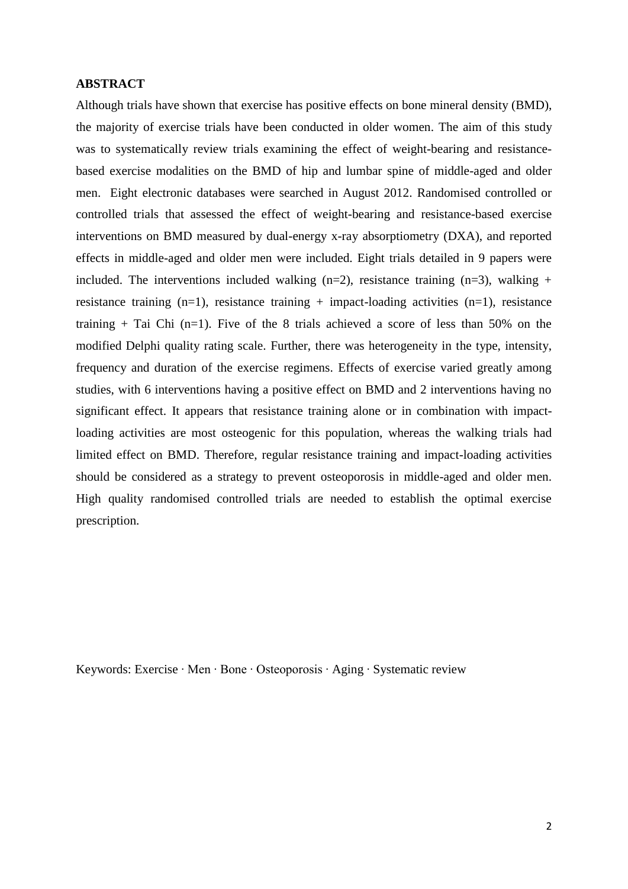## ABSTRACT

Although trials have shown that exercise has positive effects on bone mineral density (BMD), the majority of exercise trials have been conducted in older women. The aim of this study was to systematically review trials examining the effect of weight-bearing and resistance-based exercise modalities on the BMD of hip and lumbar spine of middle-aged and older men. Eight electronic databases were searched in August 2012. Randomised controlled or controlled trials that assessed the effect of weight-bearing and resistance-based exercise interventions on BMD measured by dual-energy x-ray absorptiometry (DXA), and reported effects in middle-aged and older men were included. Eight trials detailed in 9 papers were included. The interventions included walking (n=2), resistance training (n=3), walking + resistance training (n=1), resistance training + impact-loading activities (n=1), resistance training + Tai Chi (n=1). Five of the 8 trials achieved a score of less than 50% on the modified Delphi quality rating scale. Further, there was heterogeneity in the type, intensity, frequency and duration of the exercise regimens. Effects of exercise varied greatly among studies, with 6 interventions having a positive effect on BMD and 2 interventions having no significant effect. It appears that resistance training alone or in combination with impact-loading activities are most osteogenic for this population, whereas the walking trials had limited effect on BMD. Therefore, regular resistance training and impact-loading activities should be considered as a strategy to prevent osteoporosis in middle-aged and older men. High quality randomised controlled trials are needed to establish the optimal exercise prescription.

Keywords: Exercise · Men · Bone · Osteoporosis · Aging · Systematic review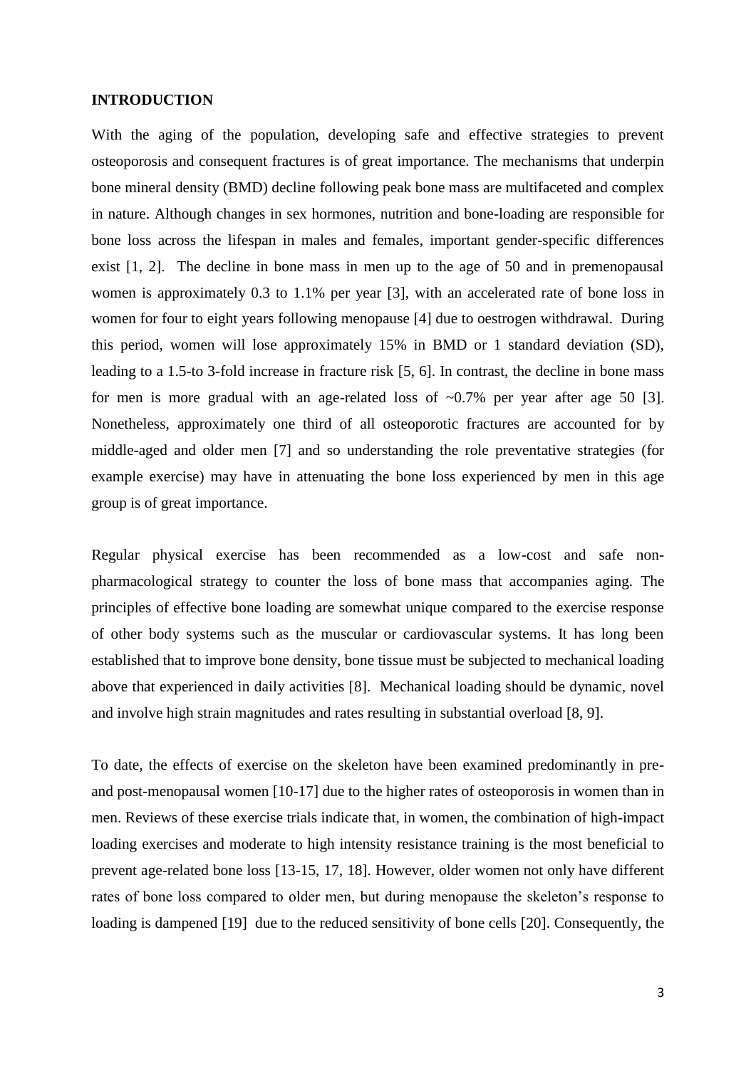# INTRODUCTION

With the aging of the population, developing safe and effective strategies to prevent osteoporosis and consequent fractures is of great importance. The mechanisms that underpin bone mineral density (BMD) decline following peak bone mass are multifaceted and complex in nature. Although changes in sex hormones, nutrition and bone-loading are responsible for bone loss across the lifespan in males and females, important gender-specific differences exist [1, 2]. The decline in bone mass in men up to the age of 50 and in premenopausal women is approximately 0.3 to 1.1% per year [3], with an accelerated rate of bone loss in women for four to eight years following menopause [4] due to oestrogen withdrawal. During this period, women will lose approximately 15% in BMD or 1 standard deviation (SD), leading to a 1.5-to 3-fold increase in fracture risk [5, 6]. In contrast, the decline in bone mass for men is more gradual with an age-related loss of ~0.7% per year after age 50 [3]. Nonetheless, approximately one third of all osteoporotic fractures are accounted for by middle-aged and older men [7] and so understanding the role preventative strategies (for example exercise) may have in attenuating the bone loss experienced by men in this age group is of great importance.

Regular physical exercise has been recommended as a low-cost and safe non-pharmacological strategy to counter the loss of bone mass that accompanies aging. The principles of effective bone loading are somewhat unique compared to the exercise response of other body systems such as the muscular or cardiovascular systems. It has long been established that to improve bone density, bone tissue must be subjected to mechanical loading above that experienced in daily activities [8]. Mechanical loading should be dynamic, novel and involve high strain magnitudes and rates resulting in substantial overload [8, 9].

To date, the effects of exercise on the skeleton have been examined predominantly in pre- and post-menopausal women [10-17] due to the higher rates of osteoporosis in women than in men. Reviews of these exercise trials indicate that, in women, the combination of high-impact loading exercises and moderate to high intensity resistance training is the most beneficial to prevent age-related bone loss [13-15, 17, 18]. However, older women not only have different rates of bone loss compared to older men, but during menopause the skeleton's response to loading is dampened [19] due to the reduced sensitivity of bone cells [20]. Consequently, the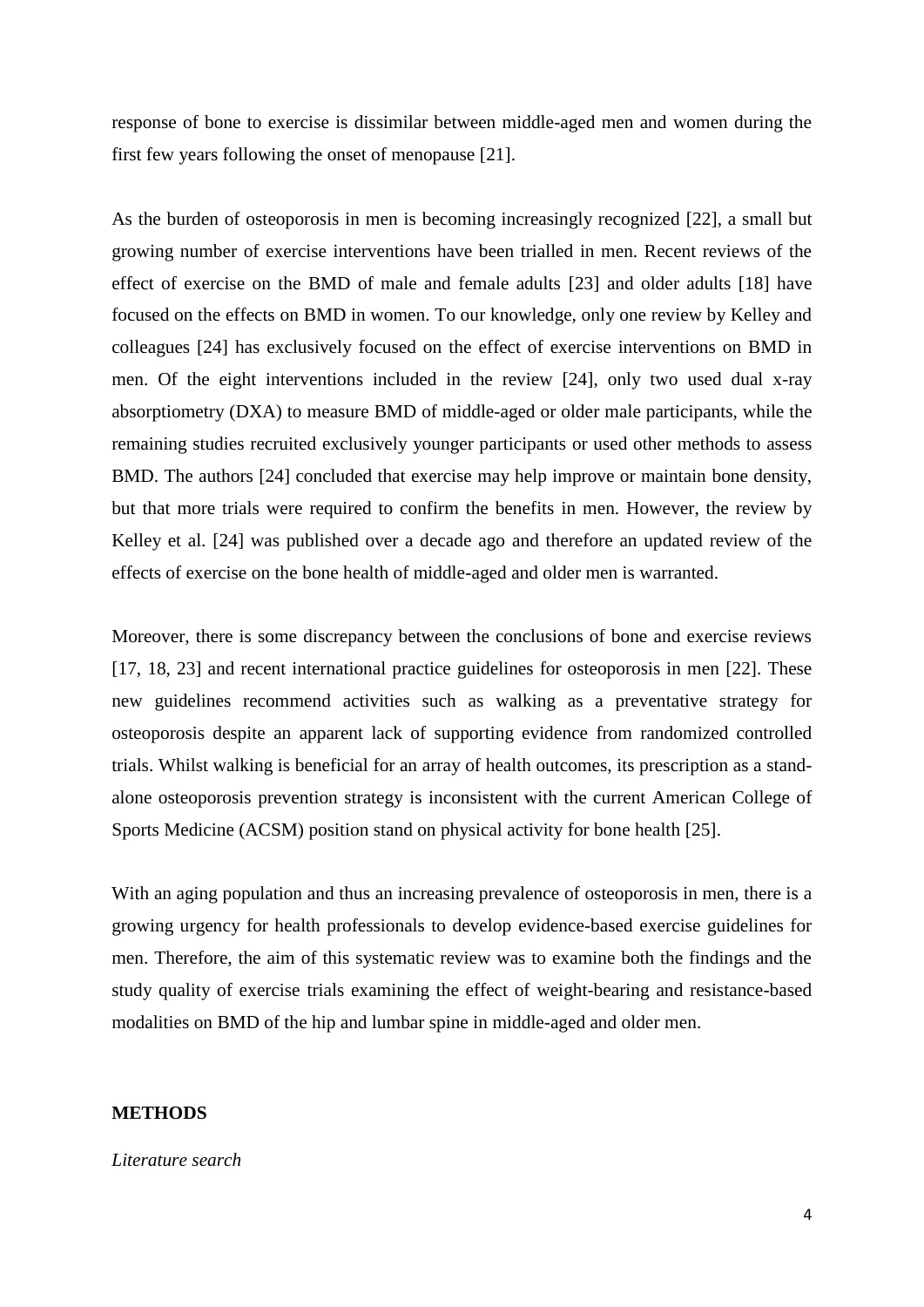response of bone to exercise is dissimilar between middle-aged men and women during the first few years following the onset of menopause [21].

As the burden of osteoporosis in men is becoming increasingly recognized [22], a small but growing number of exercise interventions have been trialled in men. Recent reviews of the effect of exercise on the BMD of male and female adults [23] and older adults [18] have focused on the effects on BMD in women. To our knowledge, only one review by Kelley and colleagues [24] has exclusively focused on the effect of exercise interventions on BMD in men. Of the eight interventions included in the review [24], only two used dual x-ray absorptiometry (DXA) to measure BMD of middle-aged or older male participants, while the remaining studies recruited exclusively younger participants or used other methods to assess BMD. The authors [24] concluded that exercise may help improve or maintain bone density, but that more trials were required to confirm the benefits in men. However, the review by Kelley et al. [24] was published over a decade ago and therefore an updated review of the effects of exercise on the bone health of middle-aged and older men is warranted.

Moreover, there is some discrepancy between the conclusions of bone and exercise reviews [17, 18, 23] and recent international practice guidelines for osteoporosis in men [22]. These new guidelines recommend activities such as walking as a preventative strategy for osteoporosis despite an apparent lack of supporting evidence from randomized controlled trials. Whilst walking is beneficial for an array of health outcomes, its prescription as a stand-alone osteoporosis prevention strategy is inconsistent with the current American College of Sports Medicine (ACSM) position stand on physical activity for bone health [25].

With an aging population and thus an increasing prevalence of osteoporosis in men, there is a growing urgency for health professionals to develop evidence-based exercise guidelines for men. Therefore, the aim of this systematic review was to examine both the findings and the study quality of exercise trials examining the effect of weight-bearing and resistance-based modalities on BMD of the hip and lumbar spine in middle-aged and older men.

## METHODS

*Literature search*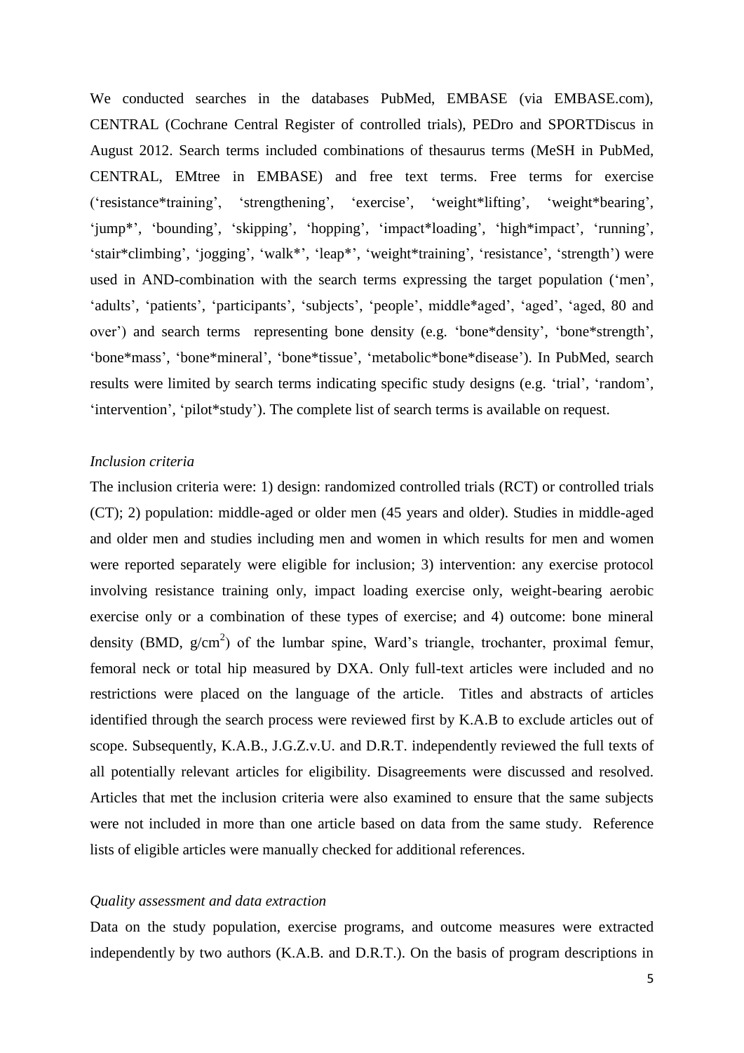We conducted searches in the databases PubMed, EMBASE (via EMBASE.com), CENTRAL (Cochrane Central Register of controlled trials), PEDro and SPORTDiscus in August 2012. Search terms included combinations of thesaurus terms (MeSH in PubMed, CENTRAL, EMtree in EMBASE) and free text terms. Free terms for exercise ('resistance*training', 'strengthening', 'exercise', 'weight*lifting', 'weight*bearing', 'jump*', 'bounding', 'skipping', 'hopping', 'impact*loading', 'high*impact', 'running', 'stair*climbing', 'jogging', 'walk*', 'leap*', 'weight*training', 'resistance', 'strength') were used in AND-combination with the search terms expressing the target population ('men', 'adults', 'patients', 'participants', 'subjects', 'people', middle*aged', 'aged', 'aged, 80 and over') and search terms representing bone density (e.g. 'bone*density', 'bone*strength', 'bone*mass', 'bone*mineral', 'bone*tissue', 'metabolic*bone*disease'). In PubMed, search results were limited by search terms indicating specific study designs (e.g. 'trial', 'random', 'intervention', 'pilot*study'). The complete list of search terms is available on request.

*Inclusion criteria*

The inclusion criteria were: 1) design: randomized controlled trials (RCT) or controlled trials (CT); 2) population: middle-aged or older men (45 years and older). Studies in middle-aged and older men and studies including men and women in which results for men and women were reported separately were eligible for inclusion; 3) intervention: any exercise protocol involving resistance training only, impact loading exercise only, weight-bearing aerobic exercise only or a combination of these types of exercise; and 4) outcome: bone mineral density (BMD, $g/cm^2$) of the lumbar spine, Ward's triangle, trochanter, proximal femur, femoral neck or total hip measured by DXA. Only full-text articles were included and no restrictions were placed on the language of the article. Titles and abstracts of articles identified through the search process were reviewed first by K.A.B to exclude articles out of scope. Subsequently, K.A.B., J.G.Z.v.U. and D.R.T. independently reviewed the full texts of all potentially relevant articles for eligibility. Disagreements were discussed and resolved. Articles that met the inclusion criteria were also examined to ensure that the same subjects were not included in more than one article based on data from the same study. Reference lists of eligible articles were manually checked for additional references.

*Quality assessment and data extraction*

Data on the study population, exercise programs, and outcome measures were extracted independently by two authors (K.A.B. and D.R.T.). On the basis of program descriptions in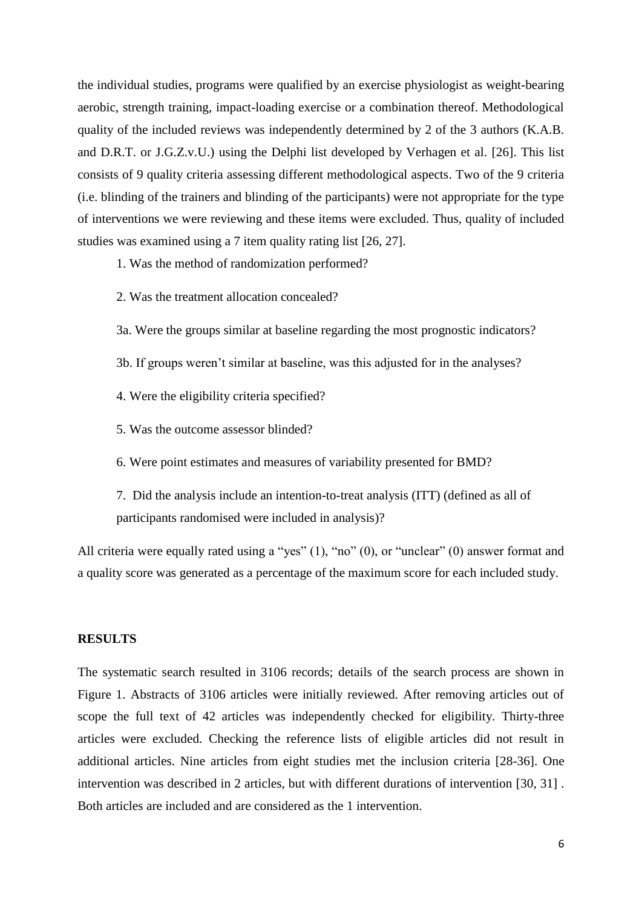the individual studies, programs were qualified by an exercise physiologist as weight-bearing aerobic, strength training, impact-loading exercise or a combination thereof. Methodological quality of the included reviews was independently determined by 2 of the 3 authors (K.A.B. and D.R.T. or J.G.Z.v.U.) using the Delphi list developed by Verhagen et al. [26]. This list consists of 9 quality criteria assessing different methodological aspects. Two of the 9 criteria (i.e. blinding of the trainers and blinding of the participants) were not appropriate for the type of interventions we were reviewing and these items were excluded. Thus, quality of included studies was examined using a 7 item quality rating list [26, 27].

1. Was the method of randomization performed?

2. Was the treatment allocation concealed?

3a. Were the groups similar at baseline regarding the most prognostic indicators?

3b. If groups weren't similar at baseline, was this adjusted for in the analyses?

4. Were the eligibility criteria specified?

5. Was the outcome assessor blinded?

6. Were point estimates and measures of variability presented for BMD?

7. Did the analysis include an intention-to-treat analysis (ITT) (defined as all of participants randomised were included in analysis)?

All criteria were equally rated using a "yes" (1), "no" (0), or "unclear" (0) answer format and a quality score was generated as a percentage of the maximum score for each included study.

## RESULTS

The systematic search resulted in 3106 records; details of the search process are shown in Figure 1. Abstracts of 3106 articles were initially reviewed. After removing articles out of scope the full text of 42 articles was independently checked for eligibility. Thirty-three articles were excluded. Checking the reference lists of eligible articles did not result in additional articles. Nine articles from eight studies met the inclusion criteria [28-36]. One intervention was described in 2 articles, but with different durations of intervention [30, 31] . Both articles are included and are considered as the 1 intervention.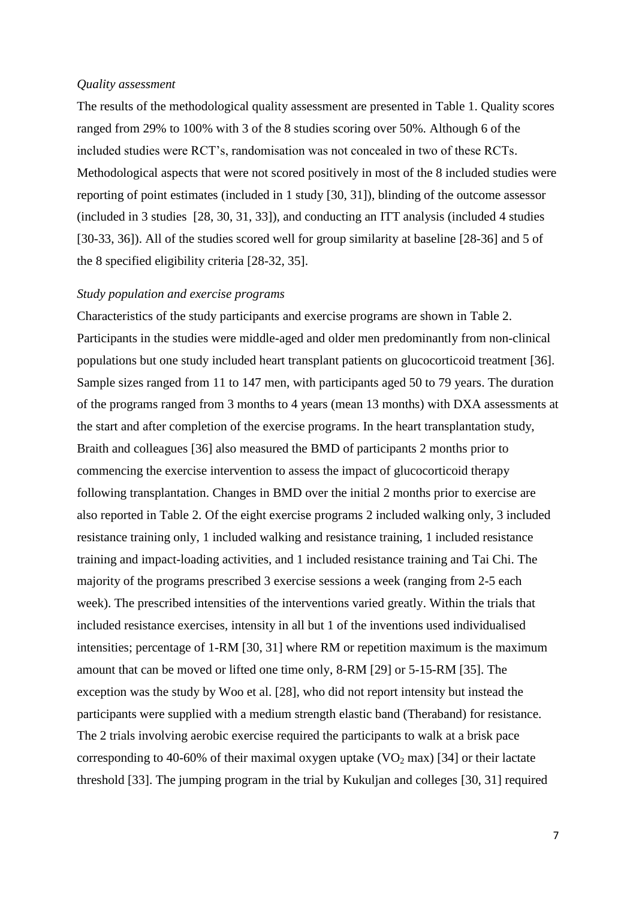*Quality assessment*

The results of the methodological quality assessment are presented in Table 1. Quality scores ranged from 29% to 100% with 3 of the 8 studies scoring over 50%. Although 6 of the included studies were RCT's, randomisation was not concealed in two of these RCTs. Methodological aspects that were not scored positively in most of the 8 included studies were reporting of point estimates (included in 1 study [30, 31]), blinding of the outcome assessor (included in 3 studies [28, 30, 31, 33]), and conducting an ITT analysis (included 4 studies [30-33, 36]). All of the studies scored well for group similarity at baseline [28-36] and 5 of the 8 specified eligibility criteria [28-32, 35].

*Study population and exercise programs*

Characteristics of the study participants and exercise programs are shown in Table 2. Participants in the studies were middle-aged and older men predominantly from non-clinical populations but one study included heart transplant patients on glucocorticoid treatment [36]. Sample sizes ranged from 11 to 147 men, with participants aged 50 to 79 years. The duration of the programs ranged from 3 months to 4 years (mean 13 months) with DXA assessments at the start and after completion of the exercise programs. In the heart transplantation study, Braith and colleagues [36] also measured the BMD of participants 2 months prior to commencing the exercise intervention to assess the impact of glucocorticoid therapy following transplantation. Changes in BMD over the initial 2 months prior to exercise are also reported in Table 2. Of the eight exercise programs 2 included walking only, 3 included resistance training only, 1 included walking and resistance training, 1 included resistance training and impact-loading activities, and 1 included resistance training and Tai Chi. The majority of the programs prescribed 3 exercise sessions a week (ranging from 2-5 each week). The prescribed intensities of the interventions varied greatly. Within the trials that included resistance exercises, intensity in all but 1 of the inventions used individualised intensities; percentage of 1-RM [30, 31] where RM or repetition maximum is the maximum amount that can be moved or lifted one time only, 8-RM [29] or 5-15-RM [35]. The exception was the study by Woo et al. [28], who did not report intensity but instead the participants were supplied with a medium strength elastic band (Theraband) for resistance. The 2 trials involving aerobic exercise required the participants to walk at a brisk pace corresponding to 40-60% of their maximal oxygen uptake ($VO_2$ max) [34] or their lactate threshold [33]. The jumping program in the trial by Kukuljan and colleges [30, 31] required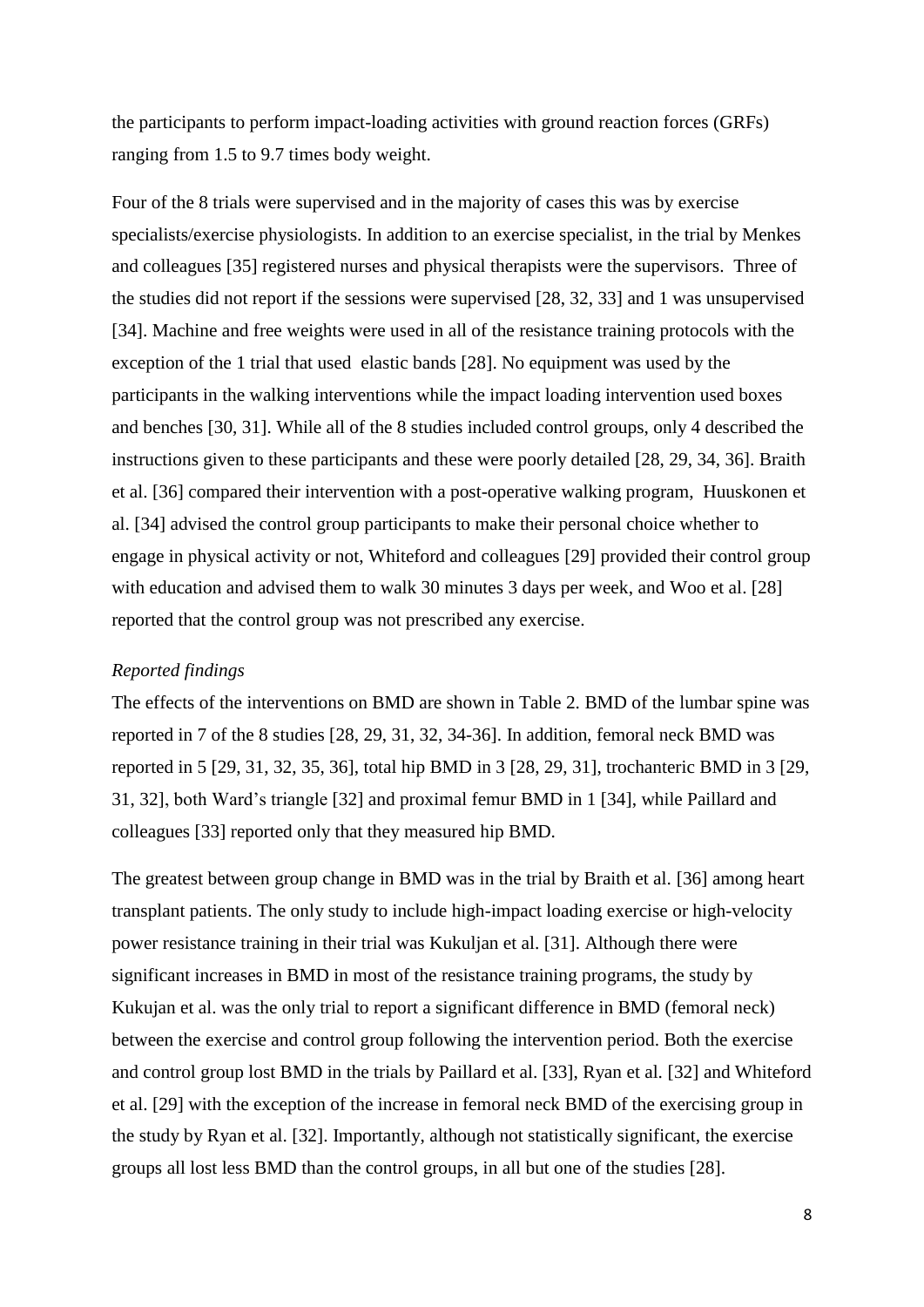the participants to perform impact-loading activities with ground reaction forces (GRFs) ranging from 1.5 to 9.7 times body weight.

Four of the 8 trials were supervised and in the majority of cases this was by exercise specialists/exercise physiologists. In addition to an exercise specialist, in the trial by Menkes and colleagues [35] registered nurses and physical therapists were the supervisors. Three of the studies did not report if the sessions were supervised [28, 32, 33] and 1 was unsupervised [34]. Machine and free weights were used in all of the resistance training protocols with the exception of the 1 trial that used elastic bands [28]. No equipment was used by the participants in the walking interventions while the impact loading intervention used boxes and benches [30, 31]. While all of the 8 studies included control groups, only 4 described the instructions given to these participants and these were poorly detailed [28, 29, 34, 36]. Braith et al. [36] compared their intervention with a post-operative walking program, Huuskonen et al. [34] advised the control group participants to make their personal choice whether to engage in physical activity or not, Whiteford and colleagues [29] provided their control group with education and advised them to walk 30 minutes 3 days per week, and Woo et al. [28] reported that the control group was not prescribed any exercise.

*Reported findings*

The effects of the interventions on BMD are shown in Table 2. BMD of the lumbar spine was reported in 7 of the 8 studies [28, 29, 31, 32, 34-36]. In addition, femoral neck BMD was reported in 5 [29, 31, 32, 35, 36], total hip BMD in 3 [28, 29, 31], trochanteric BMD in 3 [29, 31, 32], both Ward's triangle [32] and proximal femur BMD in 1 [34], while Paillard and colleagues [33] reported only that they measured hip BMD.

The greatest between group change in BMD was in the trial by Braith et al. [36] among heart transplant patients. The only study to include high-impact loading exercise or high-velocity power resistance training in their trial was Kukuljan et al. [31]. Although there were significant increases in BMD in most of the resistance training programs, the study by Kukujan et al. was the only trial to report a significant difference in BMD (femoral neck) between the exercise and control group following the intervention period. Both the exercise and control group lost BMD in the trials by Paillard et al. [33], Ryan et al. [32] and Whiteford et al. [29] with the exception of the increase in femoral neck BMD of the exercising group in the study by Ryan et al. [32]. Importantly, although not statistically significant, the exercise groups all lost less BMD than the control groups, in all but one of the studies [28].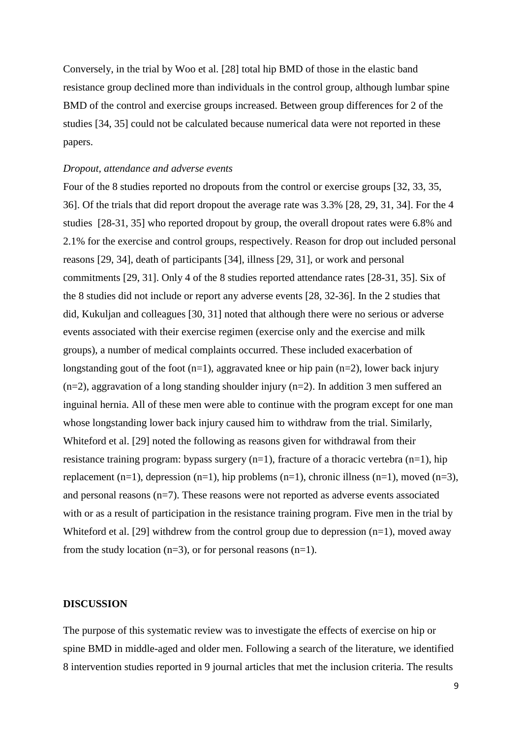Conversely, in the trial by Woo et al. [28] total hip BMD of those in the elastic band resistance group declined more than individuals in the control group, although lumbar spine BMD of the control and exercise groups increased. Between group differences for 2 of the studies [34, 35] could not be calculated because numerical data were not reported in these papers.

*Dropout, attendance and adverse events*

Four of the 8 studies reported no dropouts from the control or exercise groups [32, 33, 35, 36]. Of the trials that did report dropout the average rate was 3.3% [28, 29, 31, 34]. For the 4 studies [28-31, 35] who reported dropout by group, the overall dropout rates were 6.8% and 2.1% for the exercise and control groups, respectively. Reason for drop out included personal reasons [29, 34], death of participants [34], illness [29, 31], or work and personal commitments [29, 31]. Only 4 of the 8 studies reported attendance rates [28-31, 35]. Six of the 8 studies did not include or report any adverse events [28, 32-36]. In the 2 studies that did, Kukuljan and colleagues [30, 31] noted that although there were no serious or adverse events associated with their exercise regimen (exercise only and the exercise and milk groups), a number of medical complaints occurred. These included exacerbation of longstanding gout of the foot (n=1), aggravated knee or hip pain (n=2), lower back injury (n=2), aggravation of a long standing shoulder injury (n=2). In addition 3 men suffered an inguinal hernia. All of these men were able to continue with the program except for one man whose longstanding lower back injury caused him to withdraw from the trial. Similarly, Whiteford et al. [29] noted the following as reasons given for withdrawal from their resistance training program: bypass surgery (n=1), fracture of a thoracic vertebra (n=1), hip replacement (n=1), depression (n=1), hip problems (n=1), chronic illness (n=1), moved (n=3), and personal reasons (n=7). These reasons were not reported as adverse events associated with or as a result of participation in the resistance training program. Five men in the trial by Whiteford et al. [29] withdrew from the control group due to depression (n=1), moved away from the study location (n=3), or for personal reasons (n=1).

## DISCUSSION

The purpose of this systematic review was to investigate the effects of exercise on hip or spine BMD in middle-aged and older men. Following a search of the literature, we identified 8 intervention studies reported in 9 journal articles that met the inclusion criteria. The results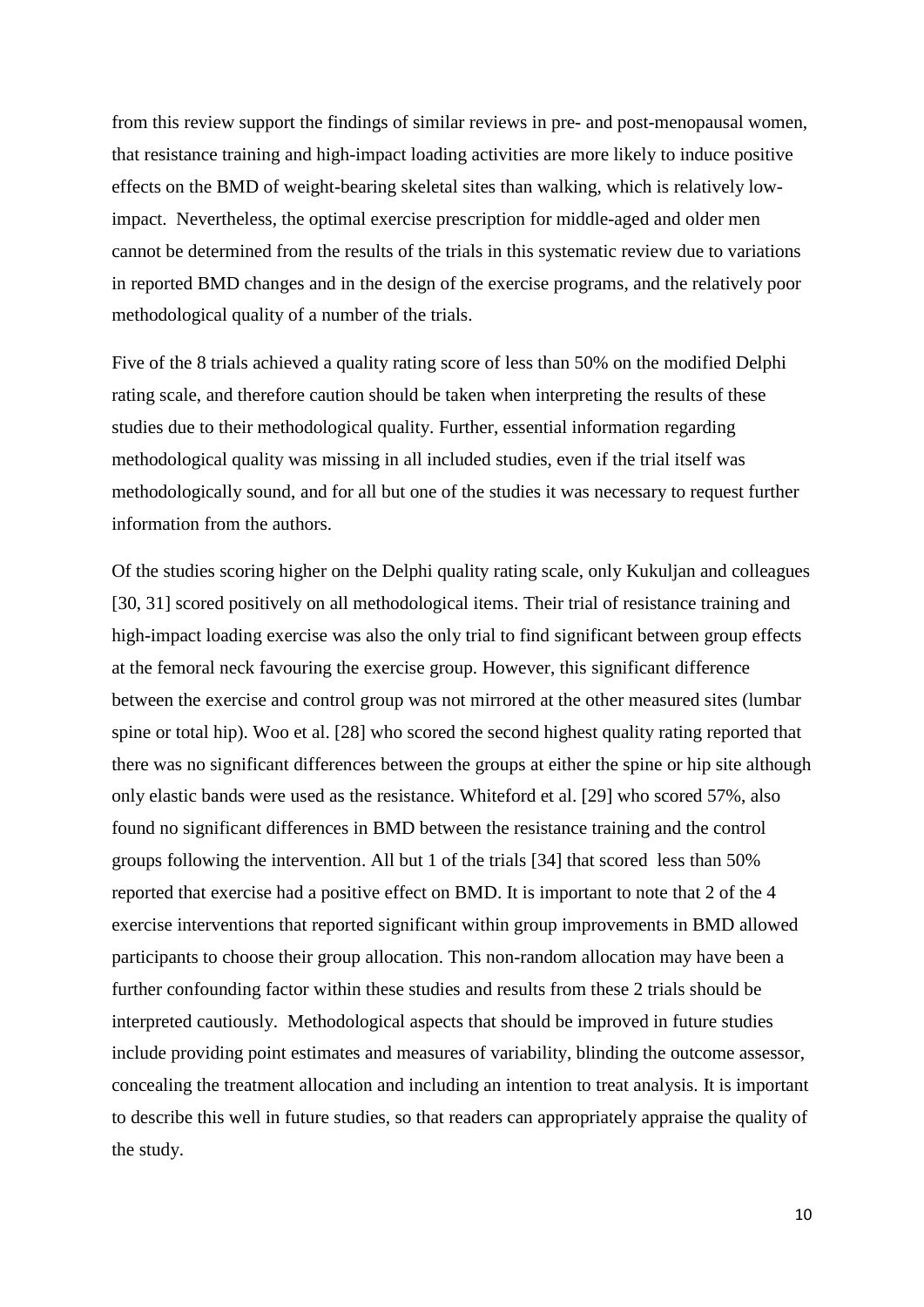from this review support the findings of similar reviews in pre- and post-menopausal women, that resistance training and high-impact loading activities are more likely to induce positive effects on the BMD of weight-bearing skeletal sites than walking, which is relatively low-impact. Nevertheless, the optimal exercise prescription for middle-aged and older men cannot be determined from the results of the trials in this systematic review due to variations in reported BMD changes and in the design of the exercise programs, and the relatively poor methodological quality of a number of the trials.

Five of the 8 trials achieved a quality rating score of less than 50% on the modified Delphi rating scale, and therefore caution should be taken when interpreting the results of these studies due to their methodological quality. Further, essential information regarding methodological quality was missing in all included studies, even if the trial itself was methodologically sound, and for all but one of the studies it was necessary to request further information from the authors.

Of the studies scoring higher on the Delphi quality rating scale, only Kukuljan and colleagues [30, 31] scored positively on all methodological items. Their trial of resistance training and high-impact loading exercise was also the only trial to find significant between group effects at the femoral neck favouring the exercise group. However, this significant difference between the exercise and control group was not mirrored at the other measured sites (lumbar spine or total hip). Woo et al. [28] who scored the second highest quality rating reported that there was no significant differences between the groups at either the spine or hip site although only elastic bands were used as the resistance. Whiteford et al. [29] who scored 57%, also found no significant differences in BMD between the resistance training and the control groups following the intervention. All but 1 of the trials [34] that scored less than 50% reported that exercise had a positive effect on BMD. It is important to note that 2 of the 4 exercise interventions that reported significant within group improvements in BMD allowed participants to choose their group allocation. This non-random allocation may have been a further confounding factor within these studies and results from these 2 trials should be interpreted cautiously. Methodological aspects that should be improved in future studies include providing point estimates and measures of variability, blinding the outcome assessor, concealing the treatment allocation and including an intention to treat analysis. It is important to describe this well in future studies, so that readers can appropriately appraise the quality of the study.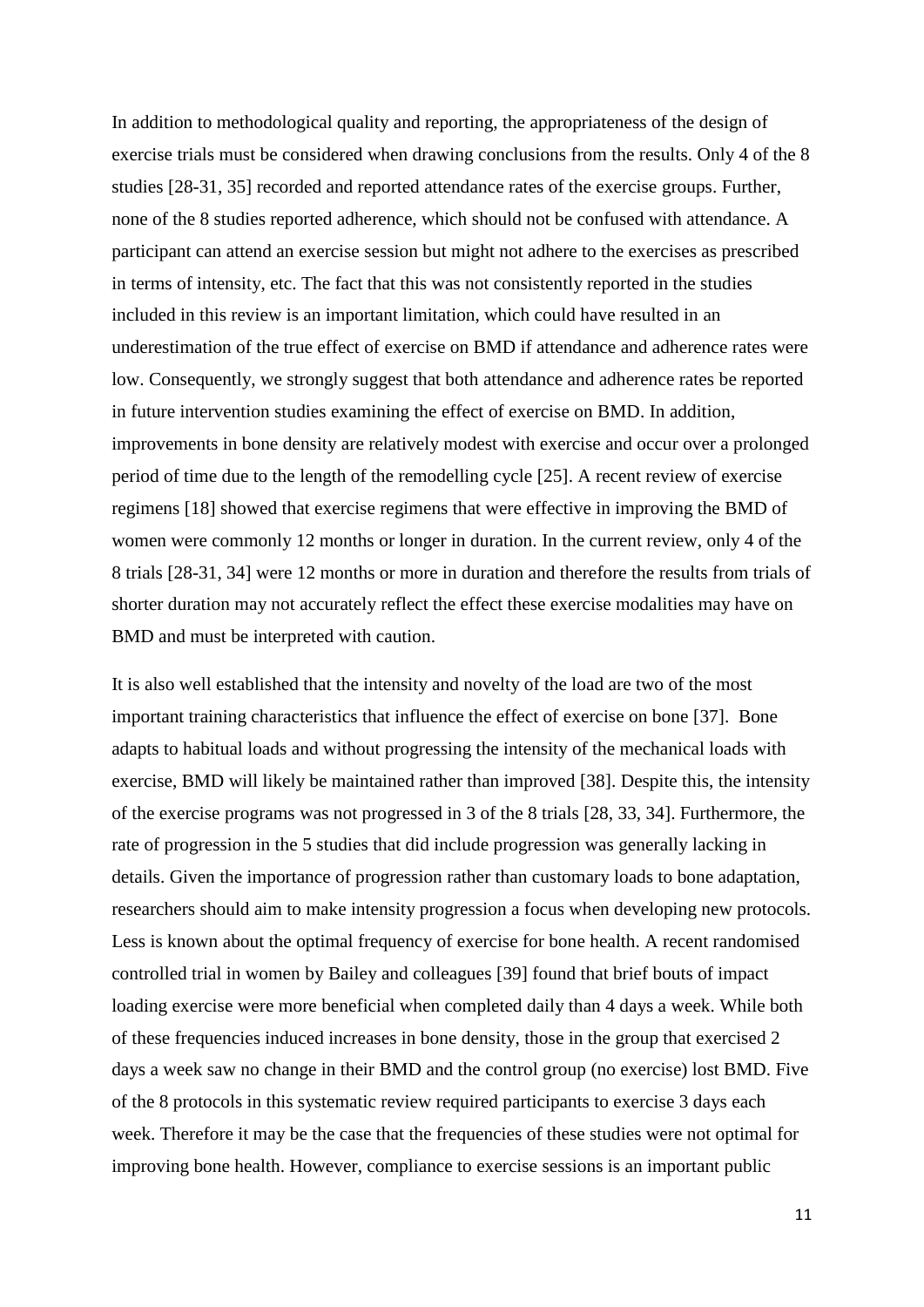In addition to methodological quality and reporting, the appropriateness of the design of exercise trials must be considered when drawing conclusions from the results. Only 4 of the 8 studies [28-31, 35] recorded and reported attendance rates of the exercise groups. Further, none of the 8 studies reported adherence, which should not be confused with attendance. A participant can attend an exercise session but might not adhere to the exercises as prescribed in terms of intensity, etc. The fact that this was not consistently reported in the studies included in this review is an important limitation, which could have resulted in an underestimation of the true effect of exercise on BMD if attendance and adherence rates were low. Consequently, we strongly suggest that both attendance and adherence rates be reported in future intervention studies examining the effect of exercise on BMD. In addition, improvements in bone density are relatively modest with exercise and occur over a prolonged period of time due to the length of the remodelling cycle [25]. A recent review of exercise regimens [18] showed that exercise regimens that were effective in improving the BMD of women were commonly 12 months or longer in duration. In the current review, only 4 of the 8 trials [28-31, 34] were 12 months or more in duration and therefore the results from trials of shorter duration may not accurately reflect the effect these exercise modalities may have on BMD and must be interpreted with caution.

It is also well established that the intensity and novelty of the load are two of the most important training characteristics that influence the effect of exercise on bone [37]. Bone adapts to habitual loads and without progressing the intensity of the mechanical loads with exercise, BMD will likely be maintained rather than improved [38]. Despite this, the intensity of the exercise programs was not progressed in 3 of the 8 trials [28, 33, 34]. Furthermore, the rate of progression in the 5 studies that did include progression was generally lacking in details. Given the importance of progression rather than customary loads to bone adaptation, researchers should aim to make intensity progression a focus when developing new protocols. Less is known about the optimal frequency of exercise for bone health. A recent randomised controlled trial in women by Bailey and colleagues [39] found that brief bouts of impact loading exercise were more beneficial when completed daily than 4 days a week. While both of these frequencies induced increases in bone density, those in the group that exercised 2 days a week saw no change in their BMD and the control group (no exercise) lost BMD. Five of the 8 protocols in this systematic review required participants to exercise 3 days each week. Therefore it may be the case that the frequencies of these studies were not optimal for improving bone health. However, compliance to exercise sessions is an important public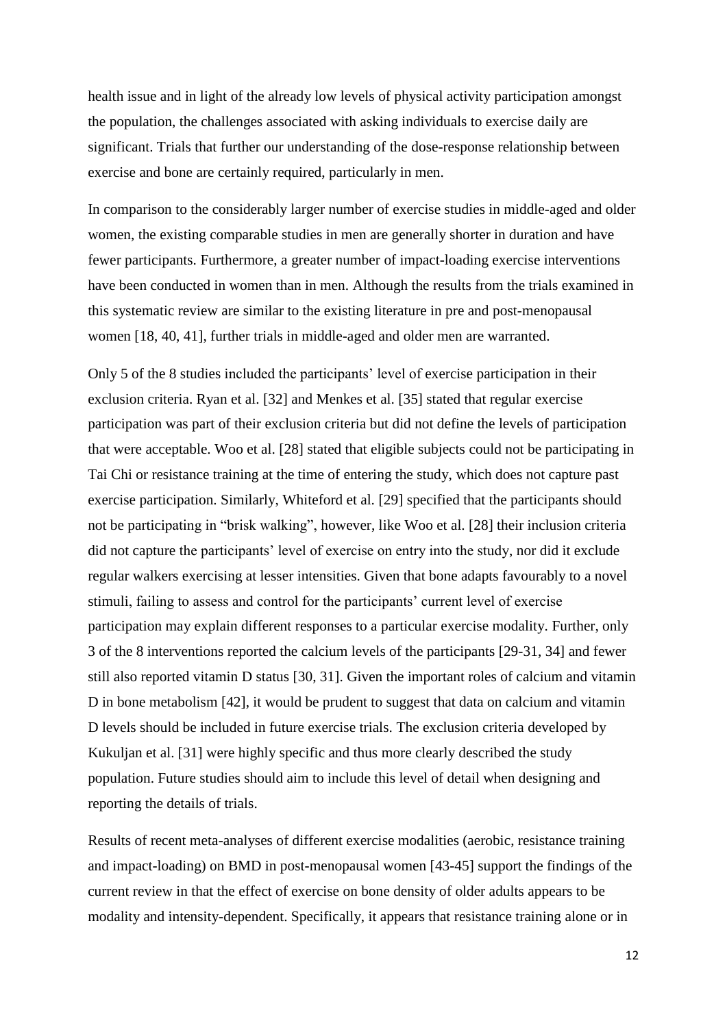health issue and in light of the already low levels of physical activity participation amongst the population, the challenges associated with asking individuals to exercise daily are significant. Trials that further our understanding of the dose-response relationship between exercise and bone are certainly required, particularly in men.

In comparison to the considerably larger number of exercise studies in middle-aged and older women, the existing comparable studies in men are generally shorter in duration and have fewer participants. Furthermore, a greater number of impact-loading exercise interventions have been conducted in women than in men. Although the results from the trials examined in this systematic review are similar to the existing literature in pre and post-menopausal women [18, 40, 41], further trials in middle-aged and older men are warranted.

Only 5 of the 8 studies included the participants' level of exercise participation in their exclusion criteria. Ryan et al. [32] and Menkes et al. [35] stated that regular exercise participation was part of their exclusion criteria but did not define the levels of participation that were acceptable. Woo et al. [28] stated that eligible subjects could not be participating in Tai Chi or resistance training at the time of entering the study, which does not capture past exercise participation. Similarly, Whiteford et al. [29] specified that the participants should not be participating in "brisk walking", however, like Woo et al. [28] their inclusion criteria did not capture the participants' level of exercise on entry into the study, nor did it exclude regular walkers exercising at lesser intensities. Given that bone adapts favourably to a novel stimuli, failing to assess and control for the participants' current level of exercise participation may explain different responses to a particular exercise modality. Further, only 3 of the 8 interventions reported the calcium levels of the participants [29-31, 34] and fewer still also reported vitamin D status [30, 31]. Given the important roles of calcium and vitamin D in bone metabolism [42], it would be prudent to suggest that data on calcium and vitamin D levels should be included in future exercise trials. The exclusion criteria developed by Kukuljan et al. [31] were highly specific and thus more clearly described the study population. Future studies should aim to include this level of detail when designing and reporting the details of trials.

Results of recent meta-analyses of different exercise modalities (aerobic, resistance training and impact-loading) on BMD in post-menopausal women [43-45] support the findings of the current review in that the effect of exercise on bone density of older adults appears to be modality and intensity-dependent. Specifically, it appears that resistance training alone or in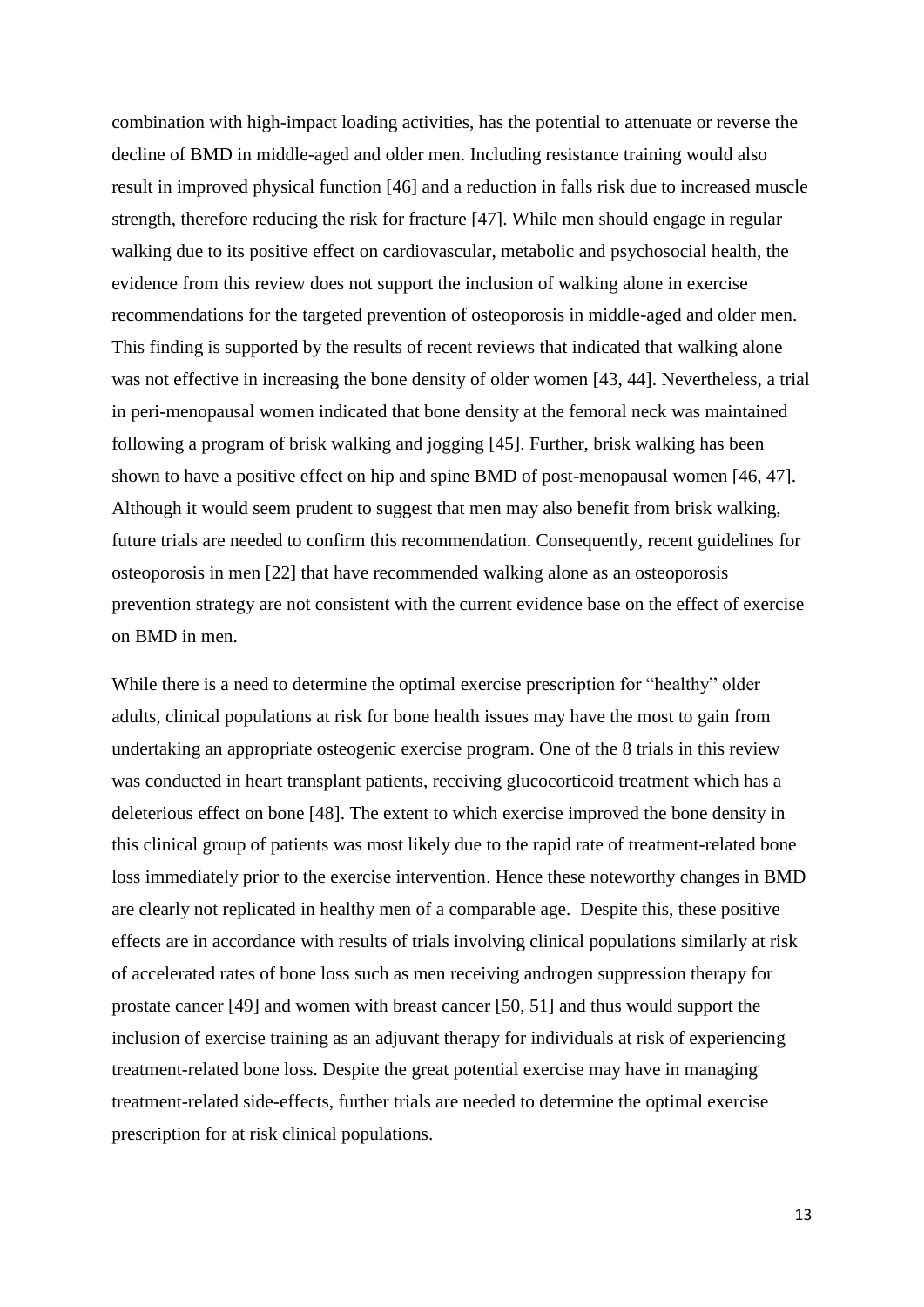combination with high-impact loading activities, has the potential to attenuate or reverse the decline of BMD in middle-aged and older men. Including resistance training would also result in improved physical function [46] and a reduction in falls risk due to increased muscle strength, therefore reducing the risk for fracture [47]. While men should engage in regular walking due to its positive effect on cardiovascular, metabolic and psychosocial health, the evidence from this review does not support the inclusion of walking alone in exercise recommendations for the targeted prevention of osteoporosis in middle-aged and older men. This finding is supported by the results of recent reviews that indicated that walking alone was not effective in increasing the bone density of older women [43, 44]. Nevertheless, a trial in peri-menopausal women indicated that bone density at the femoral neck was maintained following a program of brisk walking and jogging [45]. Further, brisk walking has been shown to have a positive effect on hip and spine BMD of post-menopausal women [46, 47]. Although it would seem prudent to suggest that men may also benefit from brisk walking, future trials are needed to confirm this recommendation. Consequently, recent guidelines for osteoporosis in men [22] that have recommended walking alone as an osteoporosis prevention strategy are not consistent with the current evidence base on the effect of exercise on BMD in men.

While there is a need to determine the optimal exercise prescription for "healthy" older adults, clinical populations at risk for bone health issues may have the most to gain from undertaking an appropriate osteogenic exercise program. One of the 8 trials in this review was conducted in heart transplant patients, receiving glucocorticoid treatment which has a deleterious effect on bone [48]. The extent to which exercise improved the bone density in this clinical group of patients was most likely due to the rapid rate of treatment-related bone loss immediately prior to the exercise intervention. Hence these noteworthy changes in BMD are clearly not replicated in healthy men of a comparable age. Despite this, these positive effects are in accordance with results of trials involving clinical populations similarly at risk of accelerated rates of bone loss such as men receiving androgen suppression therapy for prostate cancer [49] and women with breast cancer [50, 51] and thus would support the inclusion of exercise training as an adjuvant therapy for individuals at risk of experiencing treatment-related bone loss. Despite the great potential exercise may have in managing treatment-related side-effects, further trials are needed to determine the optimal exercise prescription for at risk clinical populations.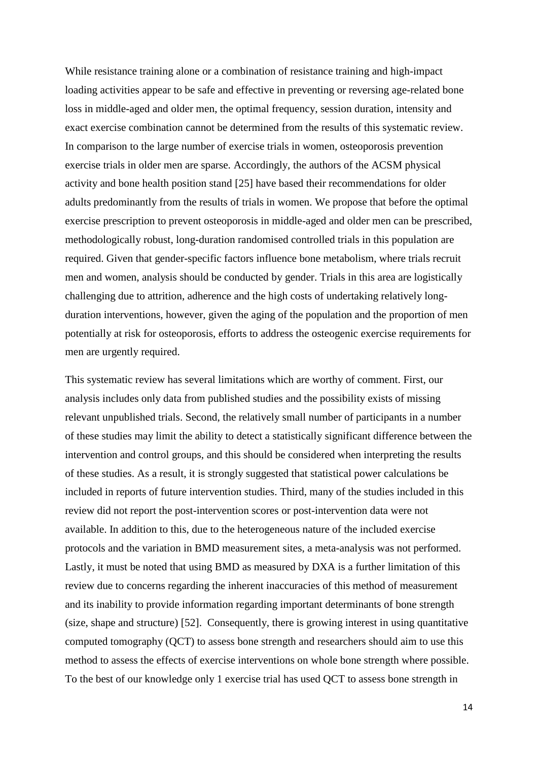While resistance training alone or a combination of resistance training and high-impact loading activities appear to be safe and effective in preventing or reversing age-related bone loss in middle-aged and older men, the optimal frequency, session duration, intensity and exact exercise combination cannot be determined from the results of this systematic review. In comparison to the large number of exercise trials in women, osteoporosis prevention exercise trials in older men are sparse. Accordingly, the authors of the ACSM physical activity and bone health position stand [25] have based their recommendations for older adults predominantly from the results of trials in women. We propose that before the optimal exercise prescription to prevent osteoporosis in middle-aged and older men can be prescribed, methodologically robust, long-duration randomised controlled trials in this population are required. Given that gender-specific factors influence bone metabolism, where trials recruit men and women, analysis should be conducted by gender. Trials in this area are logistically challenging due to attrition, adherence and the high costs of undertaking relatively long-duration interventions, however, given the aging of the population and the proportion of men potentially at risk for osteoporosis, efforts to address the osteogenic exercise requirements for men are urgently required.

This systematic review has several limitations which are worthy of comment. First, our analysis includes only data from published studies and the possibility exists of missing relevant unpublished trials. Second, the relatively small number of participants in a number of these studies may limit the ability to detect a statistically significant difference between the intervention and control groups, and this should be considered when interpreting the results of these studies. As a result, it is strongly suggested that statistical power calculations be included in reports of future intervention studies. Third, many of the studies included in this review did not report the post-intervention scores or post-intervention data were not available. In addition to this, due to the heterogeneous nature of the included exercise protocols and the variation in BMD measurement sites, a meta-analysis was not performed. Lastly, it must be noted that using BMD as measured by DXA is a further limitation of this review due to concerns regarding the inherent inaccuracies of this method of measurement and its inability to provide information regarding important determinants of bone strength (size, shape and structure) [52]. Consequently, there is growing interest in using quantitative computed tomography (QCT) to assess bone strength and researchers should aim to use this method to assess the effects of exercise interventions on whole bone strength where possible. To the best of our knowledge only 1 exercise trial has used QCT to assess bone strength in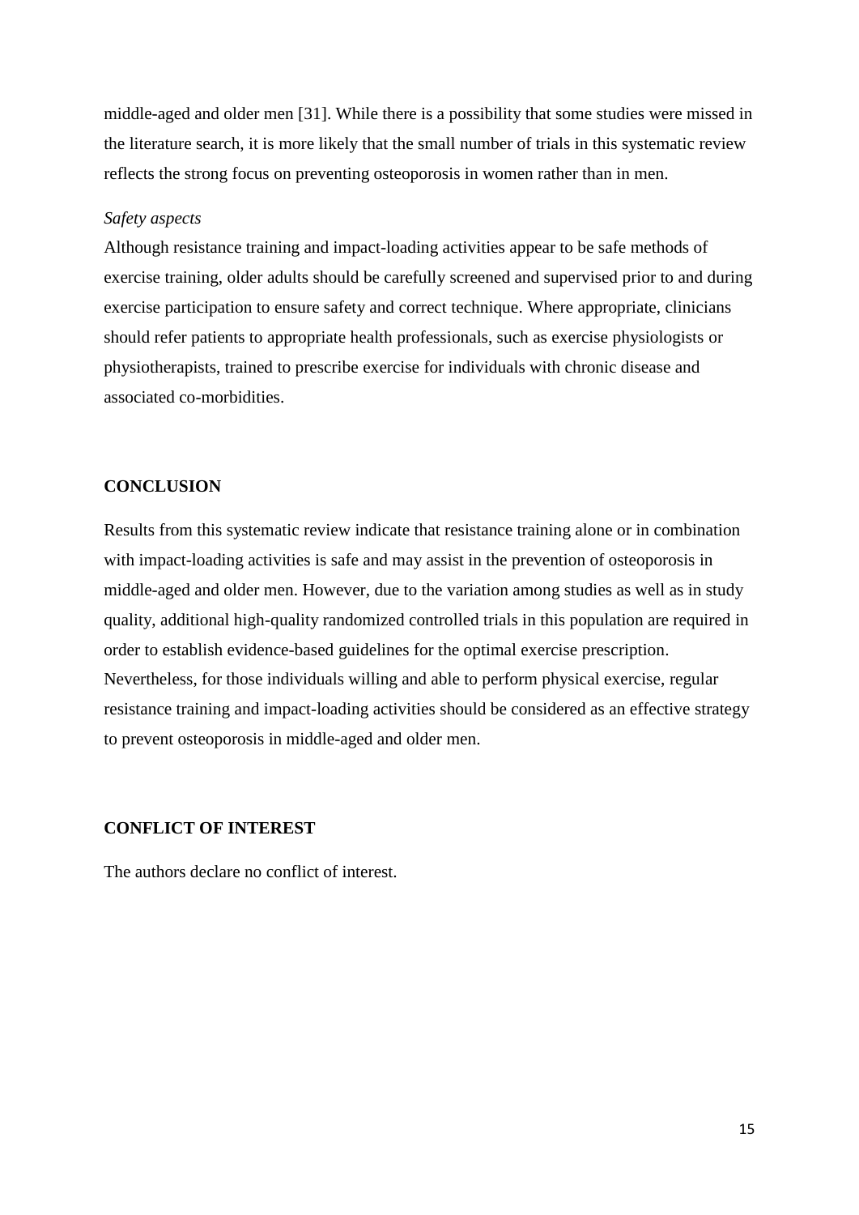middle-aged and older men [31]. While there is a possibility that some studies were missed in the literature search, it is more likely that the small number of trials in this systematic review reflects the strong focus on preventing osteoporosis in women rather than in men.

*Safety aspects*

Although resistance training and impact-loading activities appear to be safe methods of exercise training, older adults should be carefully screened and supervised prior to and during exercise participation to ensure safety and correct technique. Where appropriate, clinicians should refer patients to appropriate health professionals, such as exercise physiologists or physiotherapists, trained to prescribe exercise for individuals with chronic disease and associated co-morbidities.

## CONCLUSION

Results from this systematic review indicate that resistance training alone or in combination with impact-loading activities is safe and may assist in the prevention of osteoporosis in middle-aged and older men. However, due to the variation among studies as well as in study quality, additional high-quality randomized controlled trials in this population are required in order to establish evidence-based guidelines for the optimal exercise prescription. Nevertheless, for those individuals willing and able to perform physical exercise, regular resistance training and impact-loading activities should be considered as an effective strategy to prevent osteoporosis in middle-aged and older men.

## CONFLICT OF INTEREST

The authors declare no conflict of interest.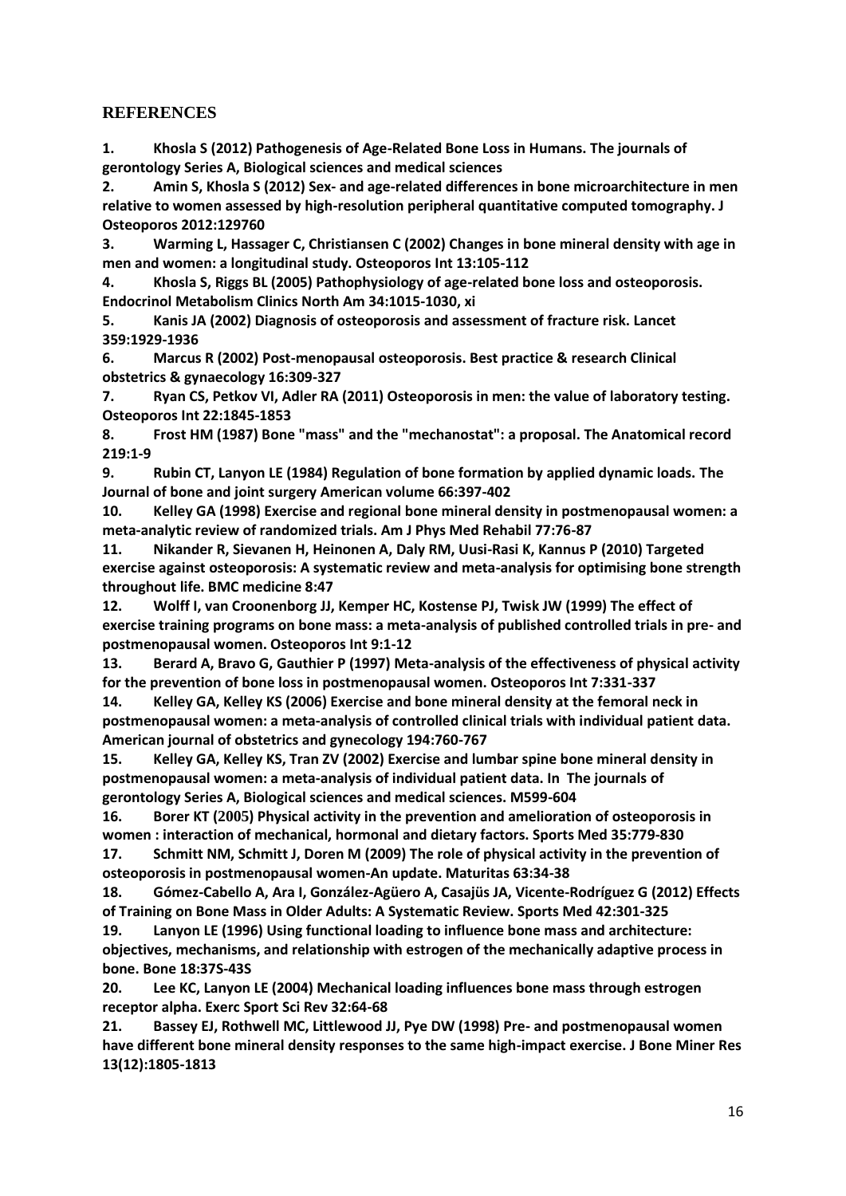## REFERENCES

1. Khosla S (2012) Pathogenesis of Age-Related Bone Loss in Humans. The journals of gerontology Series A, Biological sciences and medical sciences
2. Amin S, Khosla S (2012) Sex- and age-related differences in bone microarchitecture in men relative to women assessed by high-resolution peripheral quantitative computed tomography. J Osteoporos 2012:129760
3. Warming L, Hassager C, Christiansen C (2002) Changes in bone mineral density with age in men and women: a longitudinal study. Osteoporos Int 13:105-112
4. Khosla S, Riggs BL (2005) Pathophysiology of age-related bone loss and osteoporosis. Endocrinol Metabolism Clinics North Am 34:1015-1030, xi
5. Kanis JA (2002) Diagnosis of osteoporosis and assessment of fracture risk. Lancet 359:1929-1936
6. Marcus R (2002) Post-menopausal osteoporosis. Best practice & research Clinical obstetrics & gynaecology 16:309-327
7. Ryan CS, Petkov VI, Adler RA (2011) Osteoporosis in men: the value of laboratory testing. Osteoporos Int 22:1845-1853
8. Frost HM (1987) Bone "mass" and the "mechanostat": a proposal. The Anatomical record 219:1-9
9. Rubin CT, Lanyon LE (1984) Regulation of bone formation by applied dynamic loads. The Journal of bone and joint surgery American volume 66:397-402
10. Kelley GA (1998) Exercise and regional bone mineral density in postmenopausal women: a meta-analytic review of randomized trials. Am J Phys Med Rehabil 77:76-87
11. Nikander R, Sievanen H, Heinonen A, Daly RM, Uusi-Rasi K, Kannus P (2010) Targeted exercise against osteoporosis: A systematic review and meta-analysis for optimising bone strength throughout life. BMC medicine 8:47
12. Wolff I, van Croonenborg JJ, Kemper HC, Kostense PJ, Twisk JW (1999) The effect of exercise training programs on bone mass: a meta-analysis of published controlled trials in pre- and postmenopausal women. Osteoporos Int 9:1-12
13. Berard A, Bravo G, Gauthier P (1997) Meta-analysis of the effectiveness of physical activity for the prevention of bone loss in postmenopausal women. Osteoporos Int 7:331-337
14. Kelley GA, Kelley KS (2006) Exercise and bone mineral density at the femoral neck in postmenopausal women: a meta-analysis of controlled clinical trials with individual patient data. American journal of obstetrics and gynecology 194:760-767
15. Kelley GA, Kelley KS, Tran ZV (2002) Exercise and lumbar spine bone mineral density in postmenopausal women: a meta-analysis of individual patient data. In The journals of gerontology Series A, Biological sciences and medical sciences. M599-604
16. Borer KT (2005) Physical activity in the prevention and amelioration of osteoporosis in women : interaction of mechanical, hormonal and dietary factors. Sports Med 35:779-830
17. Schmitt NM, Schmitt J, Doren M (2009) The role of physical activity in the prevention of osteoporosis in postmenopausal women-An update. Maturitas 63:34-38
18. Gómez-Cabello A, Ara I, González-Agüero A, Casajüs JA, Vicente-Rodríguez G (2012) Effects of Training on Bone Mass in Older Adults: A Systematic Review. Sports Med 42:301-325
19. Lanyon LE (1996) Using functional loading to influence bone mass and architecture: objectives, mechanisms, and relationship with estrogen of the mechanically adaptive process in bone. Bone 18:37S-43S
20. Lee KC, Lanyon LE (2004) Mechanical loading influences bone mass through estrogen receptor alpha. Exerc Sport Sci Rev 32:64-68
21. Bassey EJ, Rothwell MC, Littlewood JJ, Pye DW (1998) Pre- and postmenopausal women have different bone mineral density responses to the same high-impact exercise. J Bone Miner Res 13(12):1805-1813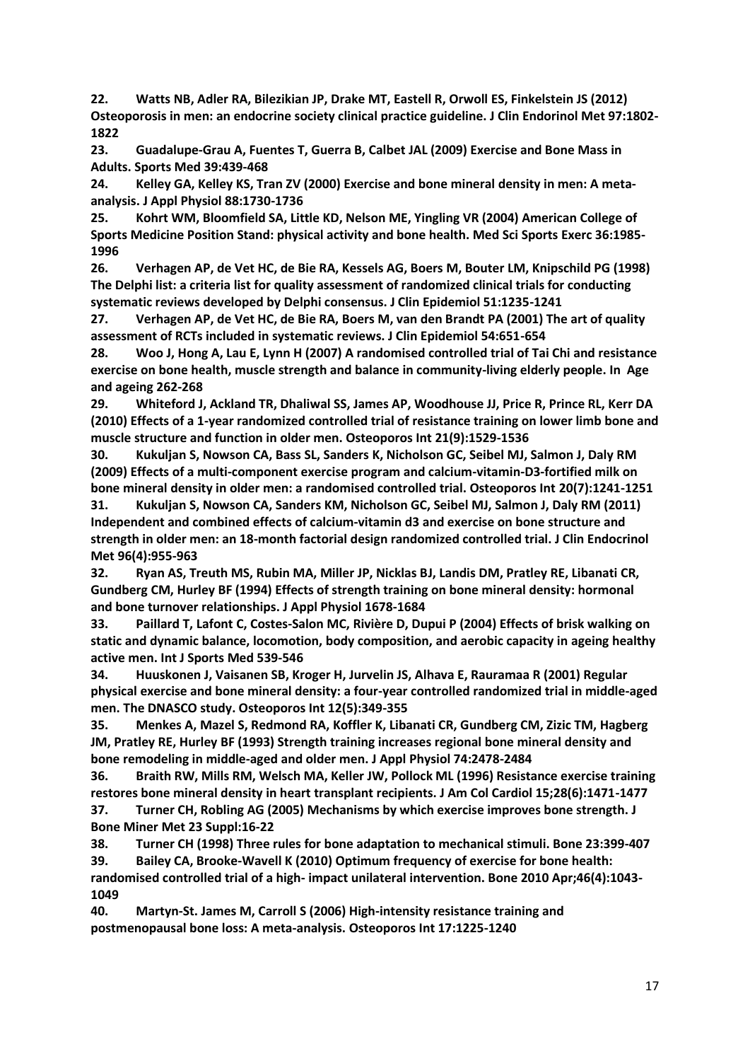**22. Watts NB, Adler RA, Bilezikian JP, Drake MT, Eastell R, Orwoll ES, Finkelstein JS (2012) Osteoporosis in men: an endocrine society clinical practice guideline. J Clin Endorinol Met 97:1802-1822**

**23. Guadalupe-Grau A, Fuentes T, Guerra B, Calbet JAL (2009) Exercise and Bone Mass in Adults. Sports Med 39:439-468**

**24. Kelley GA, Kelley KS, Tran ZV (2000) Exercise and bone mineral density in men: A meta-analysis. J Appl Physiol 88:1730-1736**

**25. Kohrt WM, Bloomfield SA, Little KD, Nelson ME, Yingling VR (2004) American College of Sports Medicine Position Stand: physical activity and bone health. Med Sci Sports Exerc 36:1985-1996**

**26. Verhagen AP, de Vet HC, de Bie RA, Kessels AG, Boers M, Bouter LM, Knipschild PG (1998) The Delphi list: a criteria list for quality assessment of randomized clinical trials for conducting systematic reviews developed by Delphi consensus. J Clin Epidemiol 51:1235-1241**

**27. Verhagen AP, de Vet HC, de Bie RA, Boers M, van den Brandt PA (2001) The art of quality assessment of RCTs included in systematic reviews. J Clin Epidemiol 54:651-654**

**28. Woo J, Hong A, Lau E, Lynn H (2007) A randomised controlled trial of Tai Chi and resistance exercise on bone health, muscle strength and balance in community-living elderly people. In Age and ageing 262-268**

**29. Whiteford J, Ackland TR, Dhaliwal SS, James AP, Woodhouse JJ, Price R, Prince RL, Kerr DA (2010) Effects of a 1-year randomized controlled trial of resistance training on lower limb bone and muscle structure and function in older men. Osteoporos Int 21(9):1529-1536**

**30. Kukuljan S, Nowson CA, Bass SL, Sanders K, Nicholson GC, Seibel MJ, Salmon J, Daly RM (2009) Effects of a multi-component exercise program and calcium-vitamin-D3-fortified milk on bone mineral density in older men: a randomised controlled trial. Osteoporos Int 20(7):1241-1251**

**31. Kukuljan S, Nowson CA, Sanders KM, Nicholson GC, Seibel MJ, Salmon J, Daly RM (2011) Independent and combined effects of calcium-vitamin d3 and exercise on bone structure and strength in older men: an 18-month factorial design randomized controlled trial. J Clin Endocrinol Met 96(4):955-963**

**32. Ryan AS, Treuth MS, Rubin MA, Miller JP, Nicklas BJ, Landis DM, Pratley RE, Libanati CR, Gundberg CM, Hurley BF (1994) Effects of strength training on bone mineral density: hormonal and bone turnover relationships. J Appl Physiol 1678-1684**

**33. Paillard T, Lafont C, Costes-Salon MC, Rivière D, Dupui P (2004) Effects of brisk walking on static and dynamic balance, locomotion, body composition, and aerobic capacity in ageing healthy active men. Int J Sports Med 539-546**

**34. Huuskonen J, Vaisanen SB, Kroger H, Jurvelin JS, Alhava E, Rauramaa R (2001) Regular physical exercise and bone mineral density: a four-year controlled randomized trial in middle-aged men. The DNASCO study. Osteoporos Int 12(5):349-355**

**35. Menkes A, Mazel S, Redmond RA, Koffler K, Libanati CR, Gundberg CM, Zizic TM, Hagberg JM, Pratley RE, Hurley BF (1993) Strength training increases regional bone mineral density and bone remodeling in middle-aged and older men. J Appl Physiol 74:2478-2484**

**36. Braith RW, Mills RM, Welsch MA, Keller JW, Pollock ML (1996) Resistance exercise training restores bone mineral density in heart transplant recipients. J Am Col Cardiol 15;28(6):1471-1477**

**37. Turner CH, Robling AG (2005) Mechanisms by which exercise improves bone strength. J Bone Miner Met 23 Suppl:16-22**

**38. Turner CH (1998) Three rules for bone adaptation to mechanical stimuli. Bone 23:399-407**

**39. Bailey CA, Brooke-Wavell K (2010) Optimum frequency of exercise for bone health: randomised controlled trial of a high- impact unilateral intervention. Bone 2010 Apr;46(4):1043-1049**

**40. Martyn-St. James M, Carroll S (2006) High-intensity resistance training and postmenopausal bone loss: A meta-analysis. Osteoporos Int 17:1225-1240**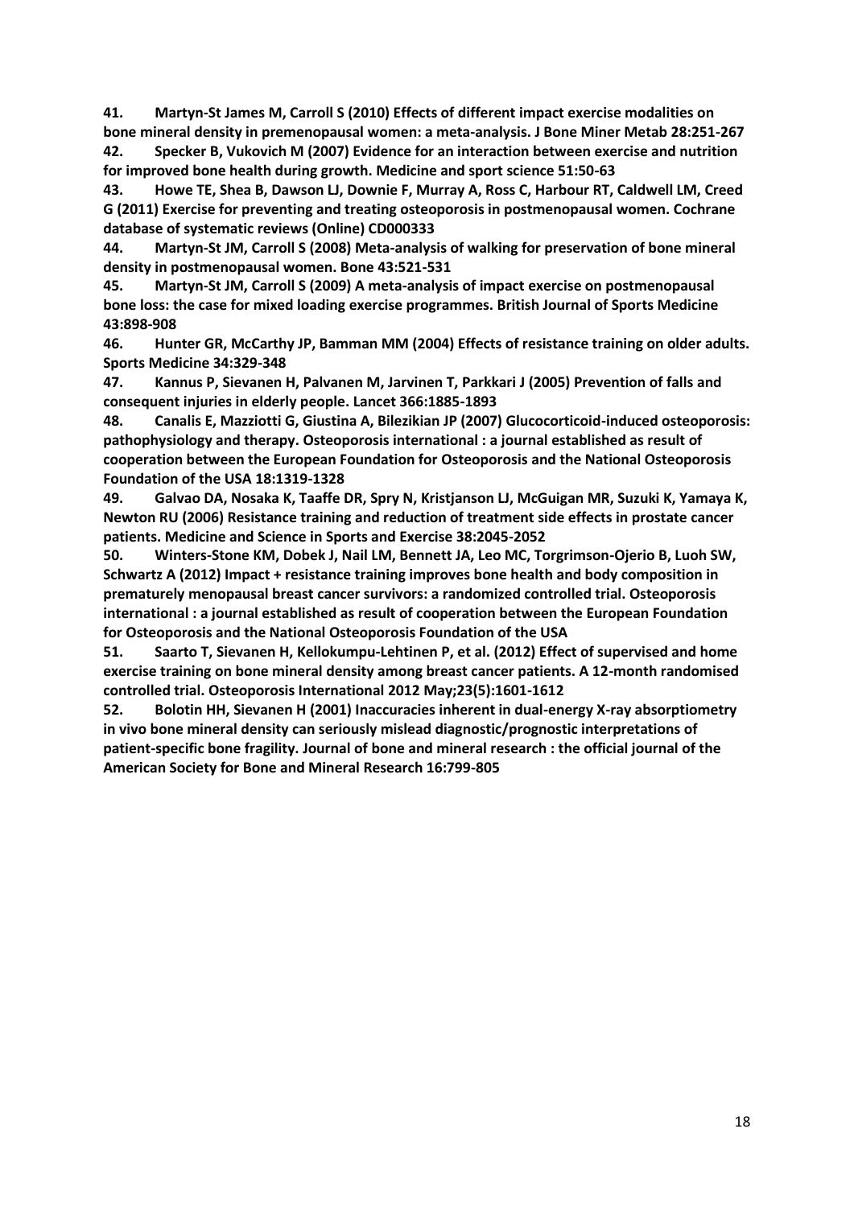41. Martyn-St James M, Carroll S (2010) Effects of different impact exercise modalities on bone mineral density in premenopausal women: a meta-analysis. J Bone Miner Metab 28:251-267

42. Specker B, Vukovich M (2007) Evidence for an interaction between exercise and nutrition for improved bone health during growth. Medicine and sport science 51:50-63

43. Howe TE, Shea B, Dawson LJ, Downie F, Murray A, Ross C, Harbour RT, Caldwell LM, Creed G (2011) Exercise for preventing and treating osteoporosis in postmenopausal women. Cochrane database of systematic reviews (Online) CD000333

44. Martyn-St JM, Carroll S (2008) Meta-analysis of walking for preservation of bone mineral density in postmenopausal women. Bone 43:521-531

45. Martyn-St JM, Carroll S (2009) A meta-analysis of impact exercise on postmenopausal bone loss: the case for mixed loading exercise programmes. British Journal of Sports Medicine 43:898-908

46. Hunter GR, McCarthy JP, Bamman MM (2004) Effects of resistance training on older adults. Sports Medicine 34:329-348

47. Kannus P, Sievanen H, Palvanen M, Jarvinen T, Parkkari J (2005) Prevention of falls and consequent injuries in elderly people. Lancet 366:1885-1893

48. Canalis E, Mazziotti G, Giustina A, Bilezikian JP (2007) Glucocorticoid-induced osteoporosis: pathophysiology and therapy. Osteoporosis international : a journal established as result of cooperation between the European Foundation for Osteoporosis and the National Osteoporosis Foundation of the USA 18:1319-1328

49. Galvao DA, Nosaka K, Taaffe DR, Spry N, Kristjanson LJ, McGuigan MR, Suzuki K, Yamaya K, Newton RU (2006) Resistance training and reduction of treatment side effects in prostate cancer patients. Medicine and Science in Sports and Exercise 38:2045-2052

50. Winters-Stone KM, Dobek J, Nail LM, Bennett JA, Leo MC, Torgrimson-Ojerio B, Luoh SW, Schwartz A (2012) Impact + resistance training improves bone health and body composition in prematurely menopausal breast cancer survivors: a randomized controlled trial. Osteoporosis international : a journal established as result of cooperation between the European Foundation for Osteoporosis and the National Osteoporosis Foundation of the USA

51. Saarto T, Sievanen H, Kellokumpu-Lehtinen P, et al. (2012) Effect of supervised and home exercise training on bone mineral density among breast cancer patients. A 12-month randomised controlled trial. Osteoporosis International 2012 May;23(5):1601-1612

52. Bolotin HH, Sievanen H (2001) Inaccuracies inherent in dual-energy X-ray absorptiometry in vivo bone mineral density can seriously mislead diagnostic/prognostic interpretations of patient-specific bone fragility. Journal of bone and mineral research : the official journal of the American Society for Bone and Mineral Research 16:799-805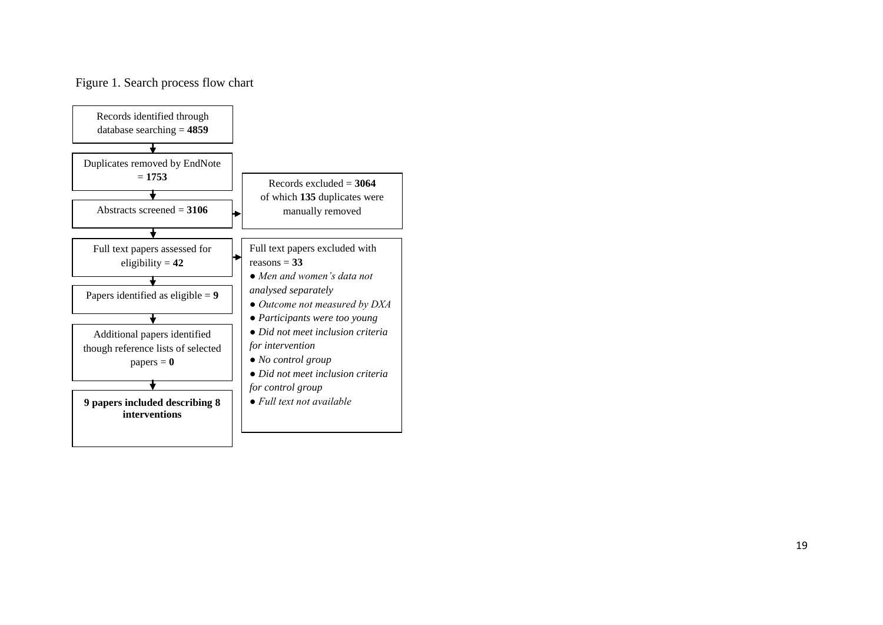Figure 1. Search process flow chart

Records identified through database searching = **4859**

↓

Duplicates removed by EndNote = **1753**

↓

Abstracts screened = **3106** → Records excluded = **3064** of which **135** duplicates were manually removed

↓

Full text papers assessed for eligibility = **42** → Full text papers excluded with reasons = **33**

- *Men and women's data not analysed separately*
- *Outcome not measured by DXA*
- *Participants were too young*
- *Did not meet inclusion criteria for intervention*
- *No control group*
- *Did not meet inclusion criteria for control group*
- *Full text not available*

↓

Papers identified as eligible = **9**

↓

Additional papers identified though reference lists of selected papers = **0**

↓

**9 papers included describing 8 interventions**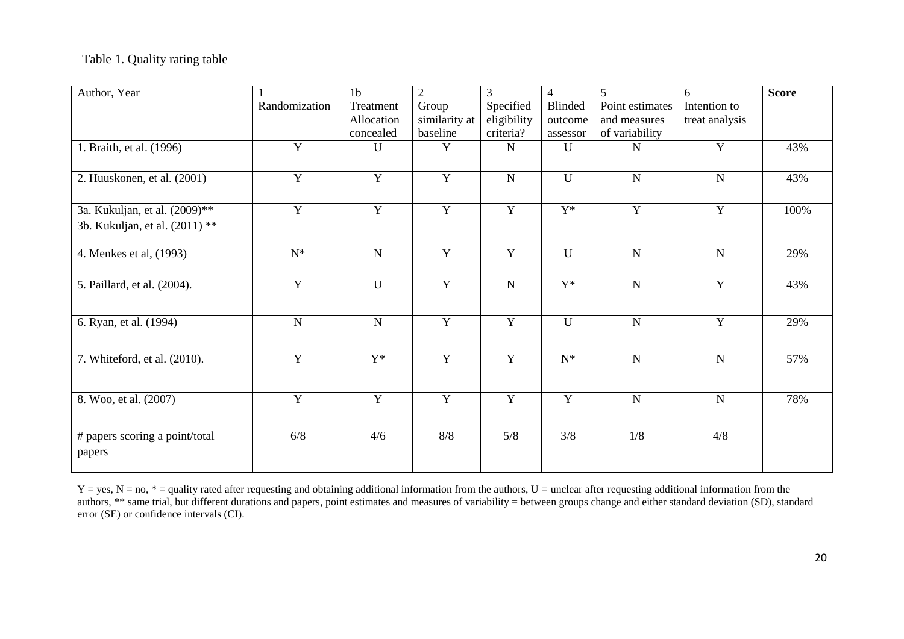Table 1. Quality rating table

| Author, Year | 1 Randomization | 1b Treatment Allocation concealed | 2 Group similarity at baseline | 3 Specified eligibility criteria? | 4 Blinded outcome assessor | 5 Point estimates and measures of variability | 6 Intention to treat analysis | **Score** |
|---|---|---|---|---|---|---|---|---|
| 1. Braith, et al. (1996) | Y | U | Y | N | U | N | Y | 43% |
| 2. Huuskonen, et al. (2001) | Y | Y | Y | N | U | N | N | 43% |
| 3a. Kukuljan, et al. (2009)** 3b. Kukuljan, et al. (2011) ** | Y | Y | Y | Y | Y* | Y | Y | 100% |
| 4. Menkes et al, (1993) | N* | N | Y | Y | U | N | N | 29% |
| 5. Paillard, et al. (2004). | Y | U | Y | N | Y* | N | Y | 43% |
| 6. Ryan, et al. (1994) | N | N | Y | Y | U | N | Y | 29% |
| 7. Whiteford, et al. (2010). | Y | Y* | Y | Y | N* | N | N | 57% |
| 8. Woo, et al. (2007) | Y | Y | Y | Y | Y | N | N | 78% |
| # papers scoring a point/total papers | 6/8 | 4/6 | 8/8 | 5/8 | 3/8 | 1/8 | 4/8 | |

Y = yes, N = no, * = quality rated after requesting and obtaining additional information from the authors, U = unclear after requesting additional information from the authors, ** same trial, but different durations and papers, point estimates and measures of variability = between groups change and either standard deviation (SD), standard error (SE) or confidence intervals (CI).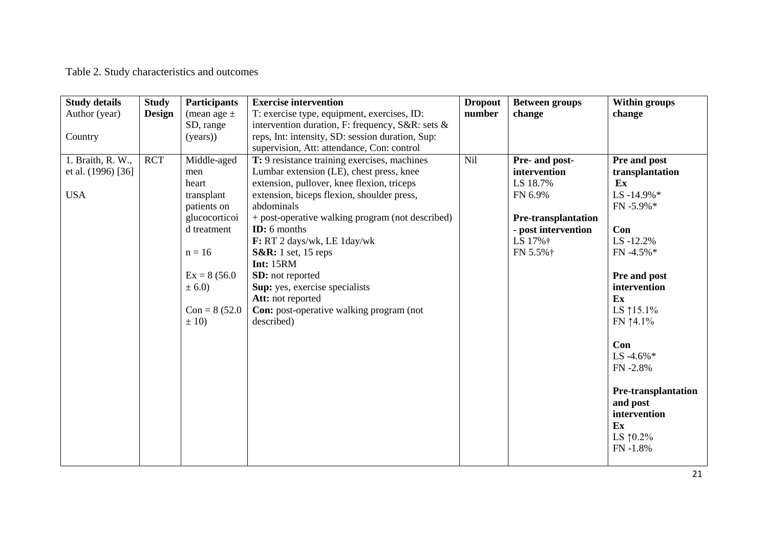Table 2. Study characteristics and outcomes

| Study details<br>Author (year)<br><br>Country | Study Design | Participants (mean age ± SD, range (years)) | Exercise intervention<br>T: exercise type, equipment, exercises, ID: intervention duration, F: frequency, S&R: sets & reps, Int: intensity, SD: session duration, Sup: supervision, Att: attendance, Con: control | Dropout number | Between groups change | Within groups change |
|---|---|---|---|---|---|---|
| 1. Braith, R. W., et al. (1996) [36]<br><br>USA | RCT | Middle-aged men heart transplant patients on glucocorticoid treatment<br><br>n = 16<br><br>Ex = 8 (56.0 ± 6.0)<br><br>Con = 8 (52.0 ± 10) | **T:** 9 resistance training exercises, machines Lumbar extension (LE), chest press, knee extension, pullover, knee flexion, triceps extension, biceps flexion, shoulder press, abdominals<br>+ post-operative walking program (not described)<br>**ID:** 6 months<br>**F:** RT 2 days/wk, LE 1day/wk<br>**S&R:** 1 set, 15 reps<br>**Int:** 15RM<br>**SD:** not reported<br>**Sup:** yes, exercise specialists<br>**Att:** not reported<br>**Con:** post-operative walking program (not described) | Nil | **Pre- and post-intervention**<br>LS 18.7%<br>FN 6.9%<br><br>**Pre-transplantation - post intervention**<br>LS 17%†<br>FN 5.5%† | **Pre and post transplantation**<br>**Ex**<br>LS -14.9%*<br>FN -5.9%*<br><br>**Con**<br>LS -12.2%<br>FN -4.5%*<br><br>**Pre and post intervention**<br>**Ex**<br>LS ↑15.1%<br>FN ↑4.1%<br><br>**Con**<br>LS -4.6%*<br>FN -2.8%<br><br>**Pre-transplantation and post intervention**<br>**Ex**<br>LS ↑0.2%<br>FN -1.8% |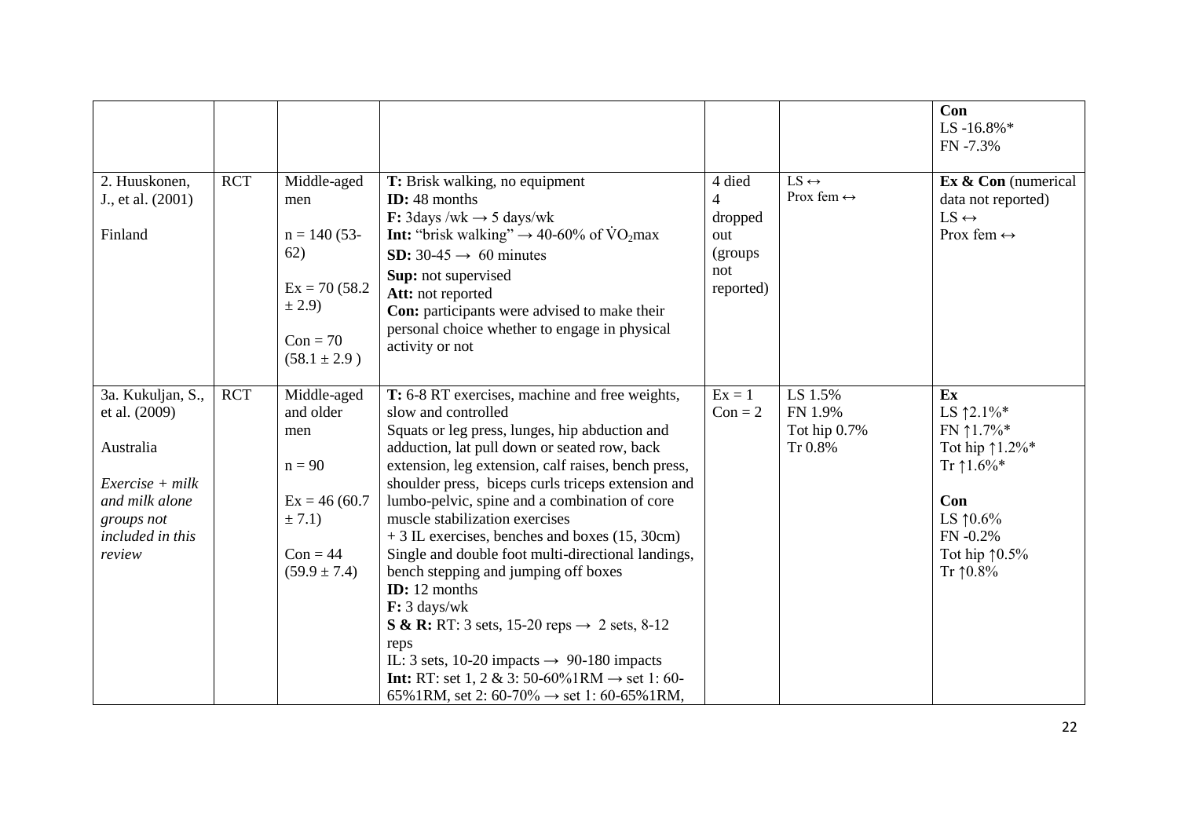| | | | | | | |
|---|---|---|---|---|---|---|
| | | | | | | **Con**<br>LS -16.8%*<br>FN -7.3% |
| 2. Huuskonen, J., et al. (2001)<br><br>Finland | RCT | Middle-aged men<br><br>n = 140 (53-62)<br><br>Ex = 70 (58.2 ± 2.9)<br><br>Con = 70 (58.1 ± 2.9 ) | **T:** Brisk walking, no equipment<br>**ID:** 48 months<br>**F:** 3days /wk → 5 days/wk<br>**Int:** "brisk walking" → 40-60% of $\dot{V}O_2$max<br>**SD:** 30-45 → 60 minutes<br>**Sup:** not supervised<br>**Att:** not reported<br>**Con:** participants were advised to make their personal choice whether to engage in physical activity or not | 4 died<br>4 dropped out (groups not reported) | LS ↔<br>Prox fem ↔ | **Ex & Con** (numerical data not reported)<br>LS ↔<br>Prox fem ↔ |
| 3a. Kukuljan, S., et al. (2009)<br><br>Australia<br><br>*Exercise + milk and milk alone groups not included in this review* | RCT | Middle-aged and older men<br><br>n = 90<br><br>Ex = 46 (60.7 ± 7.1)<br><br>Con = 44 (59.9 ± 7.4) | **T:** 6-8 RT exercises, machine and free weights, slow and controlled<br>Squats or leg press, lunges, hip abduction and adduction, lat pull down or seated row, back extension, leg extension, calf raises, bench press, shoulder press, biceps curls triceps extension and lumbo-pelvic, spine and a combination of core muscle stabilization exercises<br>+ 3 IL exercises, benches and boxes (15, 30cm) Single and double foot multi-directional landings, bench stepping and jumping off boxes<br>**ID:** 12 months<br>**F:** 3 days/wk<br>**S & R:** RT: 3 sets, 15-20 reps → 2 sets, 8-12 reps<br>IL: 3 sets, 10-20 impacts → 90-180 impacts<br>**Int:** RT: set 1, 2 & 3: 50-60%1RM → set 1: 60-65%1RM, set 2: 60-70% → set 1: 60-65%1RM, | Ex = 1<br>Con = 2 | LS 1.5%<br>FN 1.9%<br>Tot hip 0.7%<br>Tr 0.8% | **Ex**<br>LS ↑2.1%*<br>FN ↑1.7%*<br>Tot hip ↑1.2%*<br>Tr ↑1.6%*<br><br>**Con**<br>LS ↑0.6%<br>FN -0.2%<br>Tot hip ↑0.5%<br>Tr ↑0.8% |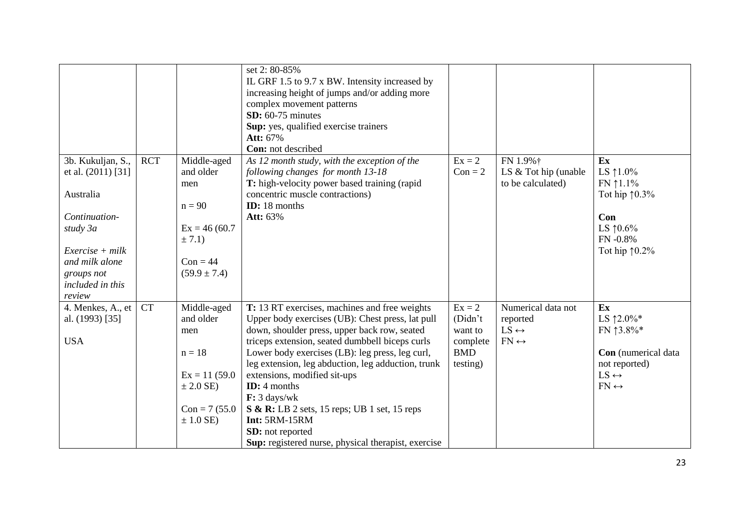| | | | | | | |
|---|---|---|---|---|---|---|
| | | | set 2: 80-85%<br>IL GRF 1.5 to 9.7 x BW. Intensity increased by increasing height of jumps and/or adding more complex movement patterns<br>**SD:** 60-75 minutes<br>**Sup:** yes, qualified exercise trainers<br>**Att:** 67%<br>**Con:** not described | | | |
| 3b. Kukuljan, S., et al. (2011) [31]<br><br>Australia<br><br>*Continuation-study 3a*<br><br>*Exercise + milk and milk alone groups not included in this review* | RCT | Middle-aged and older men<br><br>n = 90<br><br>Ex = 46 (60.7 ± 7.1)<br><br>Con = 44 (59.9 ± 7.4) | *As 12 month study, with the exception of the following changes for month 13-18*<br>**T:** high-velocity power based training (rapid concentric muscle contractions)<br>**ID:** 18 months<br>**Att:** 63% | Ex = 2<br>Con = 2 | FN 1.9%†<br>LS & Tot hip (unable to be calculated) | **Ex**<br>LS ↑1.0%<br>FN ↑1.1%<br>Tot hip ↑0.3%<br><br>**Con**<br>LS ↑0.6%<br>FN -0.8%<br>Tot hip ↑0.2% |
| 4. Menkes, A., et al. (1993) [35]<br><br>USA | CT | Middle-aged and older men<br><br>n = 18<br><br>Ex = 11 (59.0 ± 2.0 SE)<br><br>Con = 7 (55.0 ± 1.0 SE) | **T:** 13 RT exercises, machines and free weights<br>Upper body exercises (UB): Chest press, lat pull down, shoulder press, upper back row, seated triceps extension, seated dumbbell biceps curls<br>Lower body exercises (LB): leg press, leg curl, leg extension, leg abduction, leg adduction, trunk extensions, modified sit-ups<br>**ID:** 4 months<br>**F:** 3 days/wk<br>**S & R:** LB 2 sets, 15 reps; UB 1 set, 15 reps<br>**Int:** 5RM-15RM<br>**SD:** not reported<br>**Sup:** registered nurse, physical therapist, exercise | Ex = 2 (Didn't want to complete BMD testing) | Numerical data not reported<br>LS ↔<br>FN ↔ | **Ex**<br>LS ↑2.0%*<br>FN ↑3.8%*<br><br>**Con** (numerical data not reported)<br>LS ↔<br>FN ↔ |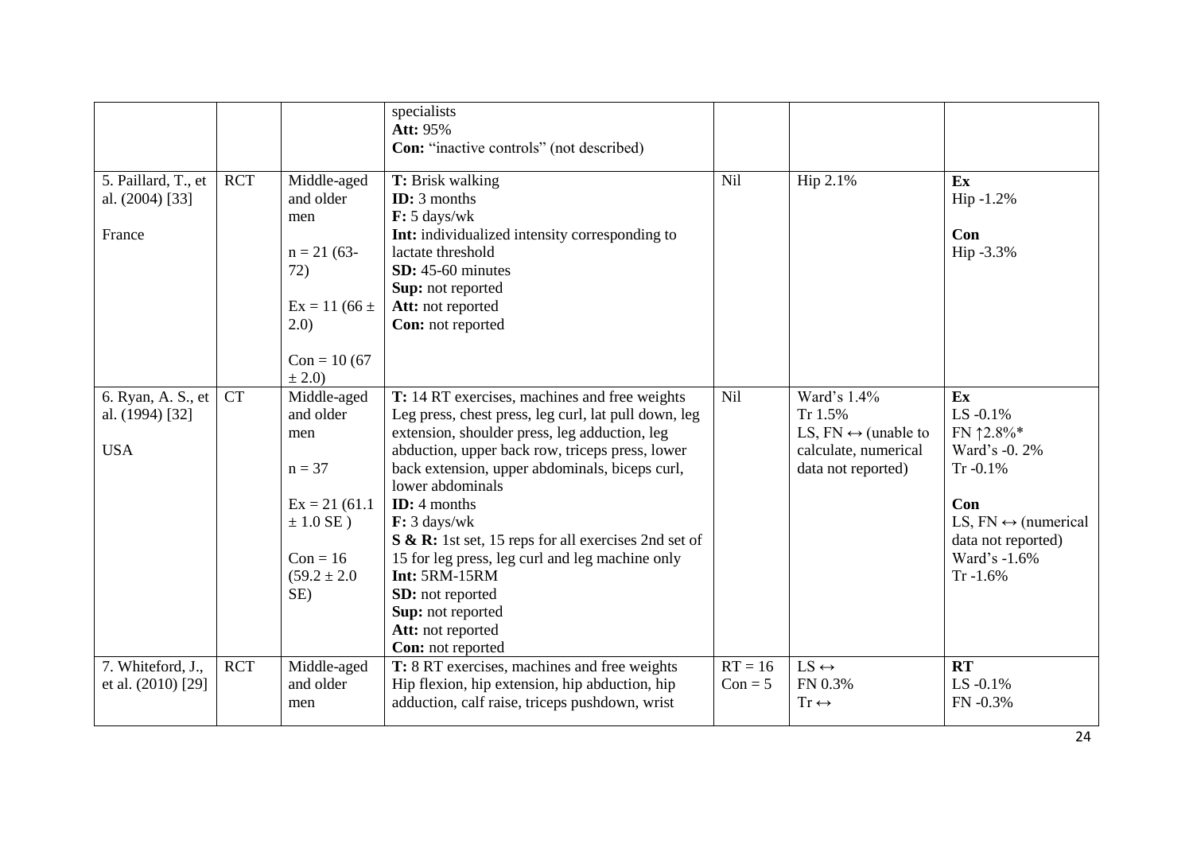| | | | | | | |
|---|---|---|---|---|---|---|
| | | | specialists<br>**Att:** 95%<br>**Con:** "inactive controls" (not described) | | | |
| 5. Paillard, T., et al. (2004) [33]<br><br>France | RCT | Middle-aged and older men<br><br>n = 21 (63-72)<br><br>Ex = 11 (66 ± 2.0)<br><br>Con = 10 (67 ± 2.0) | **T:** Brisk walking<br>**ID:** 3 months<br>**F:** 5 days/wk<br>**Int:** individualized intensity corresponding to lactate threshold<br>**SD:** 45-60 minutes<br>**Sup:** not reported<br>**Att:** not reported<br>**Con:** not reported | Nil | Hip 2.1% | **Ex**<br>Hip -1.2%<br><br>**Con**<br>Hip -3.3% |
| 6. Ryan, A. S., et al. (1994) [32]<br><br>USA | CT | Middle-aged and older men<br><br>n = 37<br><br>Ex = 21 (61.1 ± 1.0 SE )<br><br>Con = 16 (59.2 ± 2.0 SE) | **T:** 14 RT exercises, machines and free weights Leg press, chest press, leg curl, lat pull down, leg extension, shoulder press, leg adduction, leg abduction, upper back row, triceps press, lower back extension, upper abdominals, biceps curl, lower abdominals<br>**ID:** 4 months<br>**F:** 3 days/wk<br>**S & R:** 1st set, 15 reps for all exercises 2nd set of 15 for leg press, leg curl and leg machine only<br>**Int:** 5RM-15RM<br>**SD:** not reported<br>**Sup:** not reported<br>**Att:** not reported<br>**Con:** not reported | Nil | Ward's 1.4%<br>Tr 1.5%<br>LS, FN ↔ (unable to calculate, numerical data not reported) | **Ex**<br>LS -0.1%<br>FN ↑2.8%*<br>Ward's -0. 2%<br>Tr -0.1%<br><br>**Con**<br>LS, FN ↔ (numerical data not reported)<br>Ward's -1.6%<br>Tr -1.6% |
| 7. Whiteford, J., et al. (2010) [29] | RCT | Middle-aged and older men | **T:** 8 RT exercises, machines and free weights Hip flexion, hip extension, hip abduction, hip adduction, calf raise, triceps pushdown, wrist | RT = 16<br>Con = 5 | LS ↔<br>FN 0.3%<br>Tr ↔ | **RT**<br>LS -0.1%<br>FN -0.3% |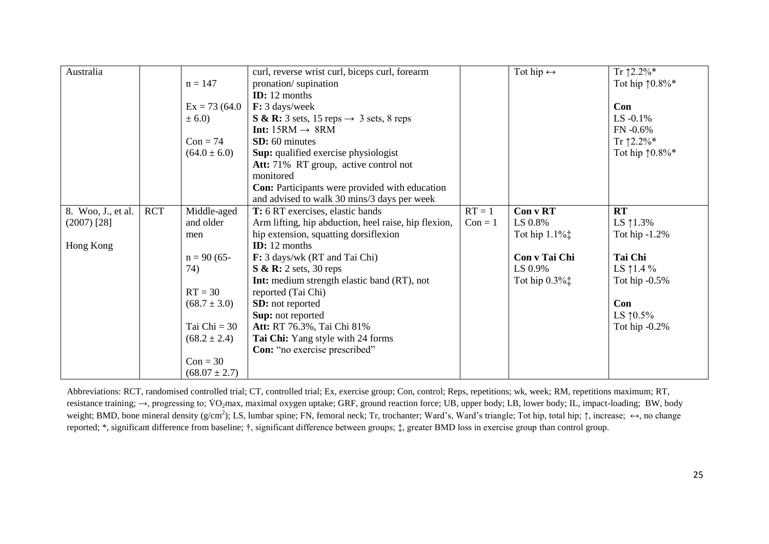| | | | | | | |
|---|---|---|---|---|---|---|
| Australia | | n = 147<br><br>Ex = 73 (64.0 ± 6.0)<br><br>Con = 74 (64.0 ± 6.0) | curl, reverse wrist curl, biceps curl, forearm pronation/ supination<br>**ID:** 12 months<br>**F:** 3 days/week<br>**S & R:** 3 sets, 15 reps → 3 sets, 8 reps<br>**Int:** 15RM → 8RM<br>**SD:** 60 minutes<br>**Sup:** qualified exercise physiologist<br>**Att:** 71% RT group, active control not monitored<br>**Con:** Participants were provided with education and advised to walk 30 mins/3 days per week | | Tot hip ↔ | Tr ↑2.2%*<br>Tot hip ↑0.8%*<br><br>**Con**<br>LS -0.1%<br>FN -0.6%<br>Tr ↑2.2%*<br>Tot hip ↑0.8%* |
| 8. Woo, J., et al. (2007) [28]<br><br>Hong Kong | RCT | Middle-aged and older men<br><br>n = 90 (65-74)<br><br>RT = 30 (68.7 ± 3.0)<br><br>Tai Chi = 30 (68.2 ± 2.4)<br><br>Con = 30 (68.07 ± 2.7) | **T:** 6 RT exercises, elastic bands<br>Arm lifting, hip abduction, heel raise, hip flexion, hip extension, squatting dorsiflexion<br>**ID:** 12 months<br>**F:** 3 days/wk (RT and Tai Chi)<br>**S & R:** 2 sets, 30 reps<br>**Int:** medium strength elastic band (RT), not reported (Tai Chi)<br>**SD:** not reported<br>**Sup:** not reported<br>**Att:** RT 76.3%, Tai Chi 81%<br>**Tai Chi:** Yang style with 24 forms<br>**Con:** "no exercise prescribed" | RT = 1<br>Con = 1 | **Con v RT**<br>LS 0.8%<br>Tot hip 1.1%‡<br><br>**Con v Tai Chi**<br>LS 0.9%<br>Tot hip 0.3%‡ | **RT**<br>LS ↑1.3%<br>Tot hip -1.2%<br><br>**Tai Chi**<br>LS ↑1.4 %<br>Tot hip -0.5%<br><br>**Con**<br>LS ↑0.5%<br>Tot hip -0.2% |

Abbreviations: RCT, randomised controlled trial; CT, controlled trial; Ex, exercise group; Con, control; Reps, repetitions; wk, week; RM, repetitions maximum; RT, resistance training; →, progressing to; $\dot{V}O_2$max, maximal oxygen uptake; GRF, ground reaction force; UB, upper body; LB, lower body; IL, impact-loading; BW, body weight; BMD, bone mineral density (g/cm$^2$); LS, lumbar spine; FN, femoral neck; Tr, trochanter; Ward's, Ward's triangle; Tot hip, total hip; ↑, increase; ↔, no change reported; *, significant difference from baseline; †, significant difference between groups; ‡, greater BMD loss in exercise group than control group.